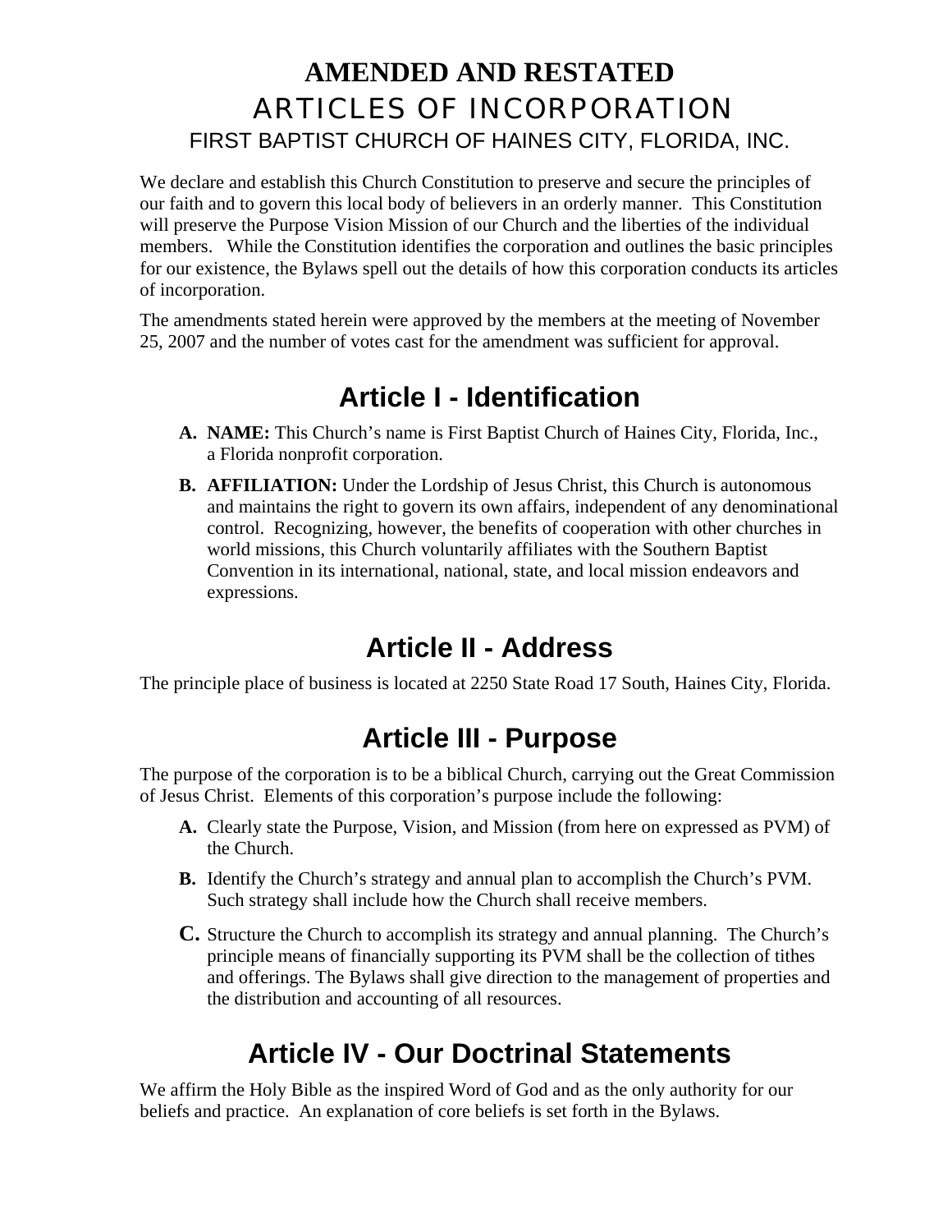# AMENDED AND RESTATED

# ARTICLES OF INCORPORATION

## FIRST BAPTIST CHURCH OF HAINES CITY, FLORIDA, INC.

We declare and establish this Church Constitution to preserve and secure the principles of our faith and to govern this local body of believers in an orderly manner. This Constitution will preserve the Purpose Vision Mission of our Church and the liberties of the individual members. While the Constitution identifies the corporation and outlines the basic principles for our existence, the Bylaws spell out the details of how this corporation conducts its articles of incorporation.

The amendments stated herein were approved by the members at the meeting of November 25, 2007 and the number of votes cast for the amendment was sufficient for approval.

## Article I - Identification

**A. NAME:** This Church's name is First Baptist Church of Haines City, Florida, Inc., a Florida nonprofit corporation.

**B. AFFILIATION:** Under the Lordship of Jesus Christ, this Church is autonomous and maintains the right to govern its own affairs, independent of any denominational control. Recognizing, however, the benefits of cooperation with other churches in world missions, this Church voluntarily affiliates with the Southern Baptist Convention in its international, national, state, and local mission endeavors and expressions.

## Article II - Address

The principle place of business is located at 2250 State Road 17 South, Haines City, Florida.

## Article III - Purpose

The purpose of the corporation is to be a biblical Church, carrying out the Great Commission of Jesus Christ. Elements of this corporation's purpose include the following:

**A.** Clearly state the Purpose, Vision, and Mission (from here on expressed as PVM) of the Church.

**B.** Identify the Church's strategy and annual plan to accomplish the Church's PVM. Such strategy shall include how the Church shall receive members.

**C.** Structure the Church to accomplish its strategy and annual planning. The Church's principle means of financially supporting its PVM shall be the collection of tithes and offerings. The Bylaws shall give direction to the management of properties and the distribution and accounting of all resources.

## Article IV - Our Doctrinal Statements

We affirm the Holy Bible as the inspired Word of God and as the only authority for our beliefs and practice. An explanation of core beliefs is set forth in the Bylaws.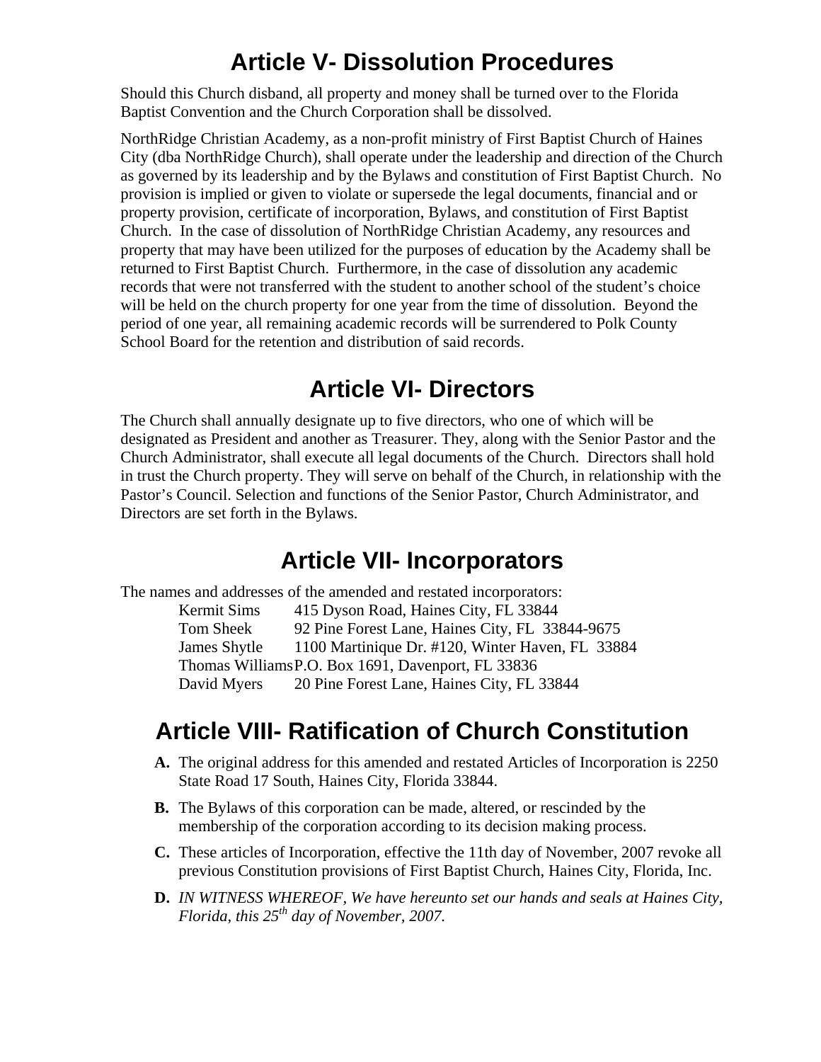# Article V- Dissolution Procedures

Should this Church disband, all property and money shall be turned over to the Florida Baptist Convention and the Church Corporation shall be dissolved.

NorthRidge Christian Academy, as a non-profit ministry of First Baptist Church of Haines City (dba NorthRidge Church), shall operate under the leadership and direction of the Church as governed by its leadership and by the Bylaws and constitution of First Baptist Church. No provision is implied or given to violate or supersede the legal documents, financial and or property provision, certificate of incorporation, Bylaws, and constitution of First Baptist Church. In the case of dissolution of NorthRidge Christian Academy, any resources and property that may have been utilized for the purposes of education by the Academy shall be returned to First Baptist Church. Furthermore, in the case of dissolution any academic records that were not transferred with the student to another school of the student's choice will be held on the church property for one year from the time of dissolution. Beyond the period of one year, all remaining academic records will be surrendered to Polk County School Board for the retention and distribution of said records.

# Article VI- Directors

The Church shall annually designate up to five directors, who one of which will be designated as President and another as Treasurer. They, along with the Senior Pastor and the Church Administrator, shall execute all legal documents of the Church. Directors shall hold in trust the Church property. They will serve on behalf of the Church, in relationship with the Pastor's Council. Selection and functions of the Senior Pastor, Church Administrator, and Directors are set forth in the Bylaws.

# Article VII- Incorporators

The names and addresses of the amended and restated incorporators:

| | |
|---|---|
| Kermit Sims | 415 Dyson Road, Haines City, FL 33844 |
| Tom Sheek | 92 Pine Forest Lane, Haines City, FL 33844-9675 |
| James Shytle | 1100 Martinique Dr. #120, Winter Haven, FL 33884 |
| Thomas Williams | P.O. Box 1691, Davenport, FL 33836 |
| David Myers | 20 Pine Forest Lane, Haines City, FL 33844 |

# Article VIII- Ratification of Church Constitution

**A.** The original address for this amended and restated Articles of Incorporation is 2250 State Road 17 South, Haines City, Florida 33844.

**B.** The Bylaws of this corporation can be made, altered, or rescinded by the membership of the corporation according to its decision making process.

**C.** These articles of Incorporation, effective the 11th day of November, 2007 revoke all previous Constitution provisions of First Baptist Church, Haines City, Florida, Inc.

**D.** *IN WITNESS WHEREOF, We have hereunto set our hands and seals at Haines City, Florida, this 25th day of November, 2007.*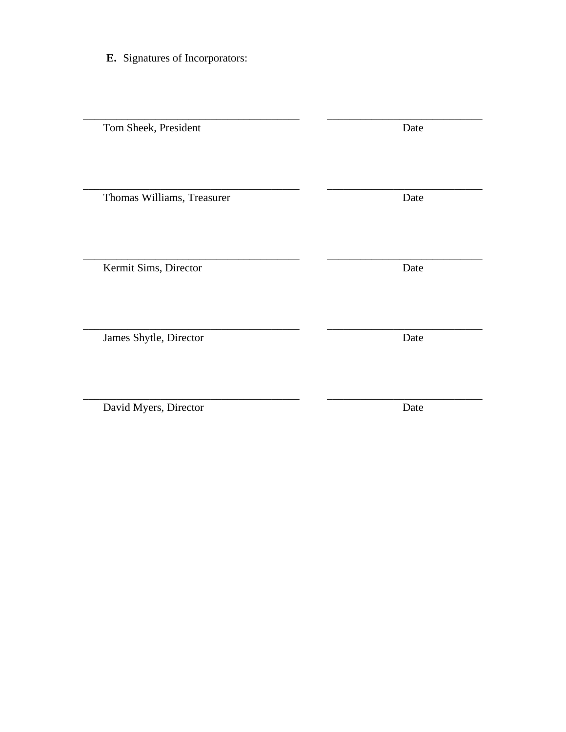**E.** Signatures of Incorporators:

| | |
|---|---|
| \_\_\_\_\_\_\_\_\_\_\_\_\_\_\_\_\_\_\_\_\_\_\_\_\_\_\_\_\_\_\_\_\_\_\_\_\_\_\_\_ | \_\_\_\_\_\_\_\_\_\_\_\_\_\_\_\_\_\_\_\_\_\_\_\_\_\_\_\_\_\_ |
| Tom Sheek, President | Date |
| \_\_\_\_\_\_\_\_\_\_\_\_\_\_\_\_\_\_\_\_\_\_\_\_\_\_\_\_\_\_\_\_\_\_\_\_\_\_\_\_ | \_\_\_\_\_\_\_\_\_\_\_\_\_\_\_\_\_\_\_\_\_\_\_\_\_\_\_\_\_\_ |
| Thomas Williams, Treasurer | Date |
| \_\_\_\_\_\_\_\_\_\_\_\_\_\_\_\_\_\_\_\_\_\_\_\_\_\_\_\_\_\_\_\_\_\_\_\_\_\_\_\_ | \_\_\_\_\_\_\_\_\_\_\_\_\_\_\_\_\_\_\_\_\_\_\_\_\_\_\_\_\_\_ |
| Kermit Sims, Director | Date |
| \_\_\_\_\_\_\_\_\_\_\_\_\_\_\_\_\_\_\_\_\_\_\_\_\_\_\_\_\_\_\_\_\_\_\_\_\_\_\_\_ | \_\_\_\_\_\_\_\_\_\_\_\_\_\_\_\_\_\_\_\_\_\_\_\_\_\_\_\_\_\_ |
| James Shytle, Director | Date |
| \_\_\_\_\_\_\_\_\_\_\_\_\_\_\_\_\_\_\_\_\_\_\_\_\_\_\_\_\_\_\_\_\_\_\_\_\_\_\_\_ | \_\_\_\_\_\_\_\_\_\_\_\_\_\_\_\_\_\_\_\_\_\_\_\_\_\_\_\_\_\_ |
| David Myers, Director | Date |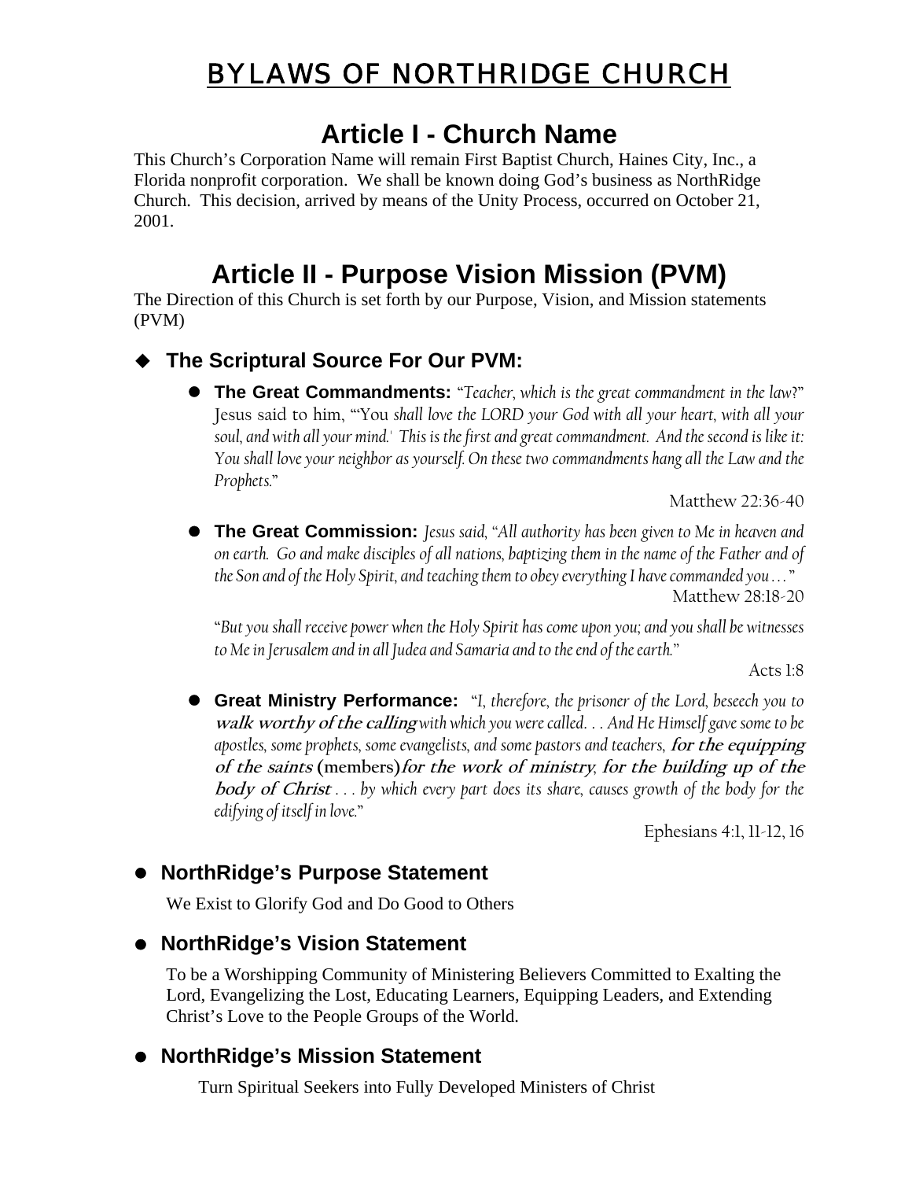# BYLAWS OF NORTHRIDGE CHURCH

## Article I - Church Name

This Church's Corporation Name will remain First Baptist Church, Haines City, Inc., a Florida nonprofit corporation. We shall be known doing God's business as NorthRidge Church. This decision, arrived by means of the Unity Process, occurred on October 21, 2001.

## Article II - Purpose Vision Mission (PVM)

The Direction of this Church is set forth by our Purpose, Vision, and Mission statements (PVM)

### ◆ The Scriptural Source For Our PVM:

- **The Great Commandments:** "*Teacher, which is the great commandment in the law?*" Jesus said to him, "'You *shall love the LORD your God with all your heart, with all your soul, and with all your mind.' This is the first and great commandment. And the second is like it: You shall love your neighbor as yourself. On these two commandments hang all the Law and the Prophets.*"

  Matthew 22:36-40

- **The Great Commission:** *Jesus said, "All authority has been given to Me in heaven and on earth. Go and make disciples of all nations, baptizing them in the name of the Father and of the Son and of the Holy Spirit, and teaching them to obey everything I have commanded you . . ."*

  Matthew 28:18-20

  "*But you shall receive power when the Holy Spirit has come upon you; and you shall be witnesses to Me in Jerusalem and in all Judea and Samaria and to the end of the earth.*"

  Acts 1:8

- **Great Ministry Performance:** "*I, therefore, the prisoner of the Lord, beseech you to* ***walk worthy of the calling*** *with which you were called. . . And He Himself gave some to be apostles, some prophets, some evangelists, and some pastors and teachers,* ***for the equipping of the saints*** (members)***for the work of ministry, for the building up of the body of Christ*** *. . . by which every part does its share, causes growth of the body for the edifying of itself in love.*"

  Ephesians 4:1, 11-12, 16

### ● NorthRidge's Purpose Statement

We Exist to Glorify God and Do Good to Others

### ● NorthRidge's Vision Statement

To be a Worshipping Community of Ministering Believers Committed to Exalting the Lord, Evangelizing the Lost, Educating Learners, Equipping Leaders, and Extending Christ's Love to the People Groups of the World.

### ● NorthRidge's Mission Statement

Turn Spiritual Seekers into Fully Developed Ministers of Christ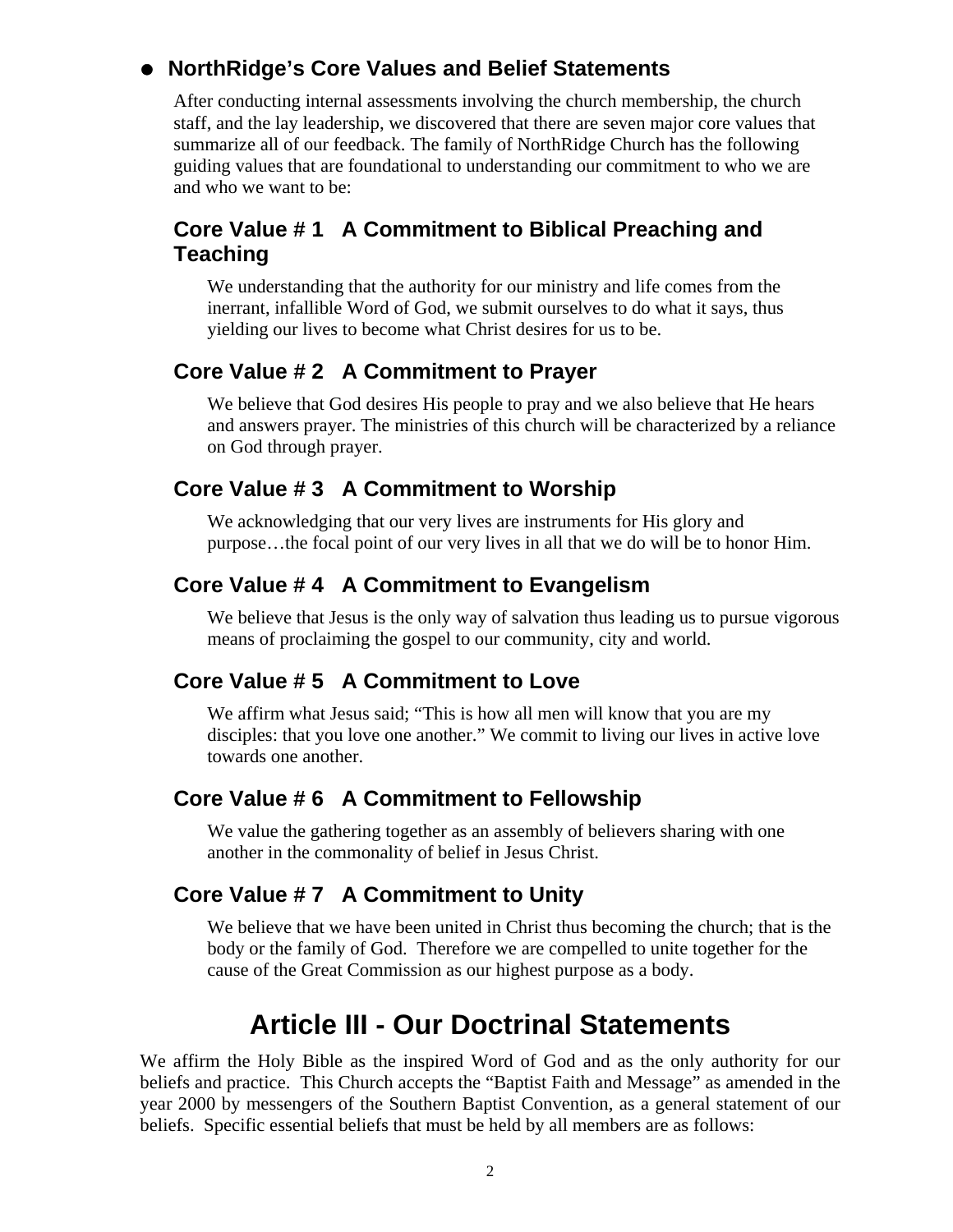- **NorthRidge's Core Values and Belief Statements**

After conducting internal assessments involving the church membership, the church staff, and the lay leadership, we discovered that there are seven major core values that summarize all of our feedback. The family of NorthRidge Church has the following guiding values that are foundational to understanding our commitment to who we are and who we want to be:

### Core Value # 1 A Commitment to Biblical Preaching and Teaching

We understanding that the authority for our ministry and life comes from the inerrant, infallible Word of God, we submit ourselves to do what it says, thus yielding our lives to become what Christ desires for us to be.

### Core Value # 2 A Commitment to Prayer

We believe that God desires His people to pray and we also believe that He hears and answers prayer. The ministries of this church will be characterized by a reliance on God through prayer.

### Core Value # 3 A Commitment to Worship

We acknowledging that our very lives are instruments for His glory and purpose…the focal point of our very lives in all that we do will be to honor Him.

### Core Value # 4 A Commitment to Evangelism

We believe that Jesus is the only way of salvation thus leading us to pursue vigorous means of proclaiming the gospel to our community, city and world.

### Core Value # 5 A Commitment to Love

We affirm what Jesus said; "This is how all men will know that you are my disciples: that you love one another." We commit to living our lives in active love towards one another.

### Core Value # 6 A Commitment to Fellowship

We value the gathering together as an assembly of believers sharing with one another in the commonality of belief in Jesus Christ.

### Core Value # 7 A Commitment to Unity

We believe that we have been united in Christ thus becoming the church; that is the body or the family of God. Therefore we are compelled to unite together for the cause of the Great Commission as our highest purpose as a body.

# Article III - Our Doctrinal Statements

We affirm the Holy Bible as the inspired Word of God and as the only authority for our beliefs and practice. This Church accepts the "Baptist Faith and Message" as amended in the year 2000 by messengers of the Southern Baptist Convention, as a general statement of our beliefs. Specific essential beliefs that must be held by all members are as follows: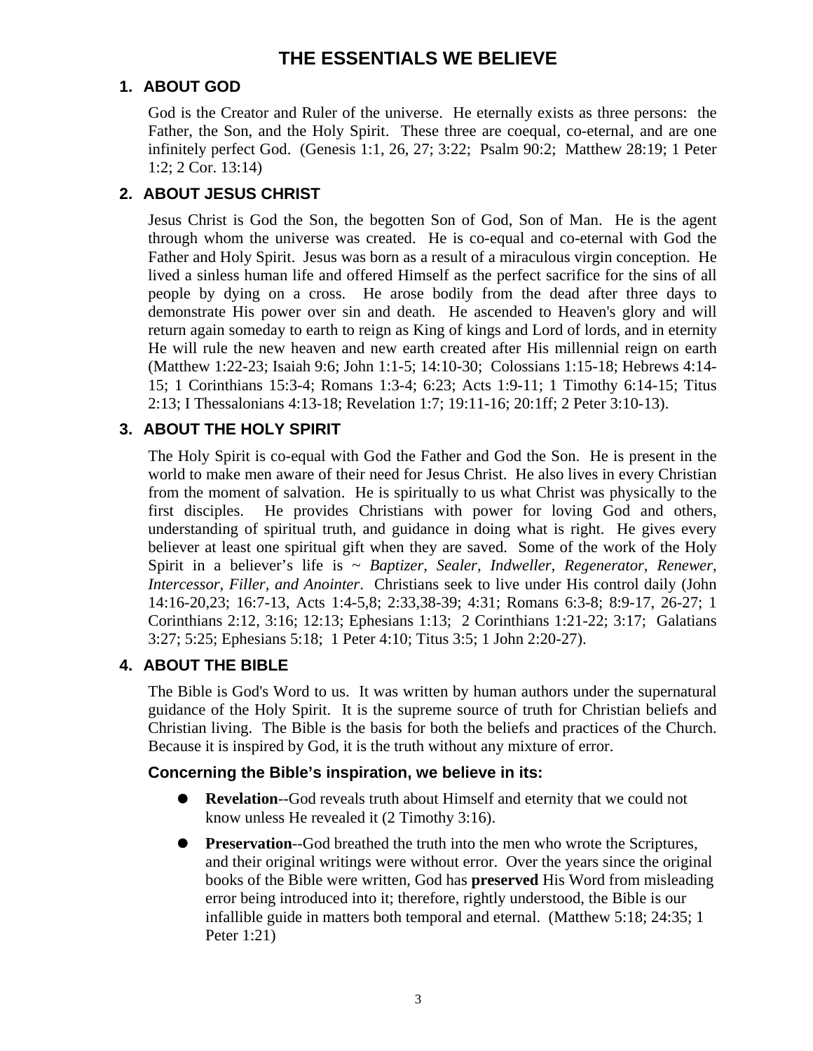# THE ESSENTIALS WE BELIEVE

## 1. ABOUT GOD

God is the Creator and Ruler of the universe. He eternally exists as three persons: the Father, the Son, and the Holy Spirit. These three are coequal, co-eternal, and are one infinitely perfect God. (Genesis 1:1, 26, 27; 3:22; Psalm 90:2; Matthew 28:19; 1 Peter 1:2; 2 Cor. 13:14)

## 2. ABOUT JESUS CHRIST

Jesus Christ is God the Son, the begotten Son of God, Son of Man. He is the agent through whom the universe was created. He is co-equal and co-eternal with God the Father and Holy Spirit. Jesus was born as a result of a miraculous virgin conception. He lived a sinless human life and offered Himself as the perfect sacrifice for the sins of all people by dying on a cross. He arose bodily from the dead after three days to demonstrate His power over sin and death. He ascended to Heaven's glory and will return again someday to earth to reign as King of kings and Lord of lords, and in eternity He will rule the new heaven and new earth created after His millennial reign on earth (Matthew 1:22-23; Isaiah 9:6; John 1:1-5; 14:10-30; Colossians 1:15-18; Hebrews 4:14-15; 1 Corinthians 15:3-4; Romans 1:3-4; 6:23; Acts 1:9-11; 1 Timothy 6:14-15; Titus 2:13; I Thessalonians 4:13-18; Revelation 1:7; 19:11-16; 20:1ff; 2 Peter 3:10-13).

## 3. ABOUT THE HOLY SPIRIT

The Holy Spirit is co-equal with God the Father and God the Son. He is present in the world to make men aware of their need for Jesus Christ. He also lives in every Christian from the moment of salvation. He is spiritually to us what Christ was physically to the first disciples. He provides Christians with power for loving God and others, understanding of spiritual truth, and guidance in doing what is right. He gives every believer at least one spiritual gift when they are saved. Some of the work of the Holy Spirit in a believer's life is ~ *Baptizer, Sealer, Indweller, Regenerator, Renewer, Intercessor, Filler, and Anointer*. Christians seek to live under His control daily (John 14:16-20,23; 16:7-13, Acts 1:4-5,8; 2:33,38-39; 4:31; Romans 6:3-8; 8:9-17, 26-27; 1 Corinthians 2:12, 3:16; 12:13; Ephesians 1:13; 2 Corinthians 1:21-22; 3:17; Galatians 3:27; 5:25; Ephesians 5:18; 1 Peter 4:10; Titus 3:5; 1 John 2:20-27).

## 4. ABOUT THE BIBLE

The Bible is God's Word to us. It was written by human authors under the supernatural guidance of the Holy Spirit. It is the supreme source of truth for Christian beliefs and Christian living. The Bible is the basis for both the beliefs and practices of the Church. Because it is inspired by God, it is the truth without any mixture of error.

### Concerning the Bible's inspiration, we believe in its:

- **Revelation**--God reveals truth about Himself and eternity that we could not know unless He revealed it (2 Timothy 3:16).
- **Preservation**--God breathed the truth into the men who wrote the Scriptures, and their original writings were without error. Over the years since the original books of the Bible were written, God has **preserved** His Word from misleading error being introduced into it; therefore, rightly understood, the Bible is our infallible guide in matters both temporal and eternal. (Matthew 5:18; 24:35; 1 Peter 1:21)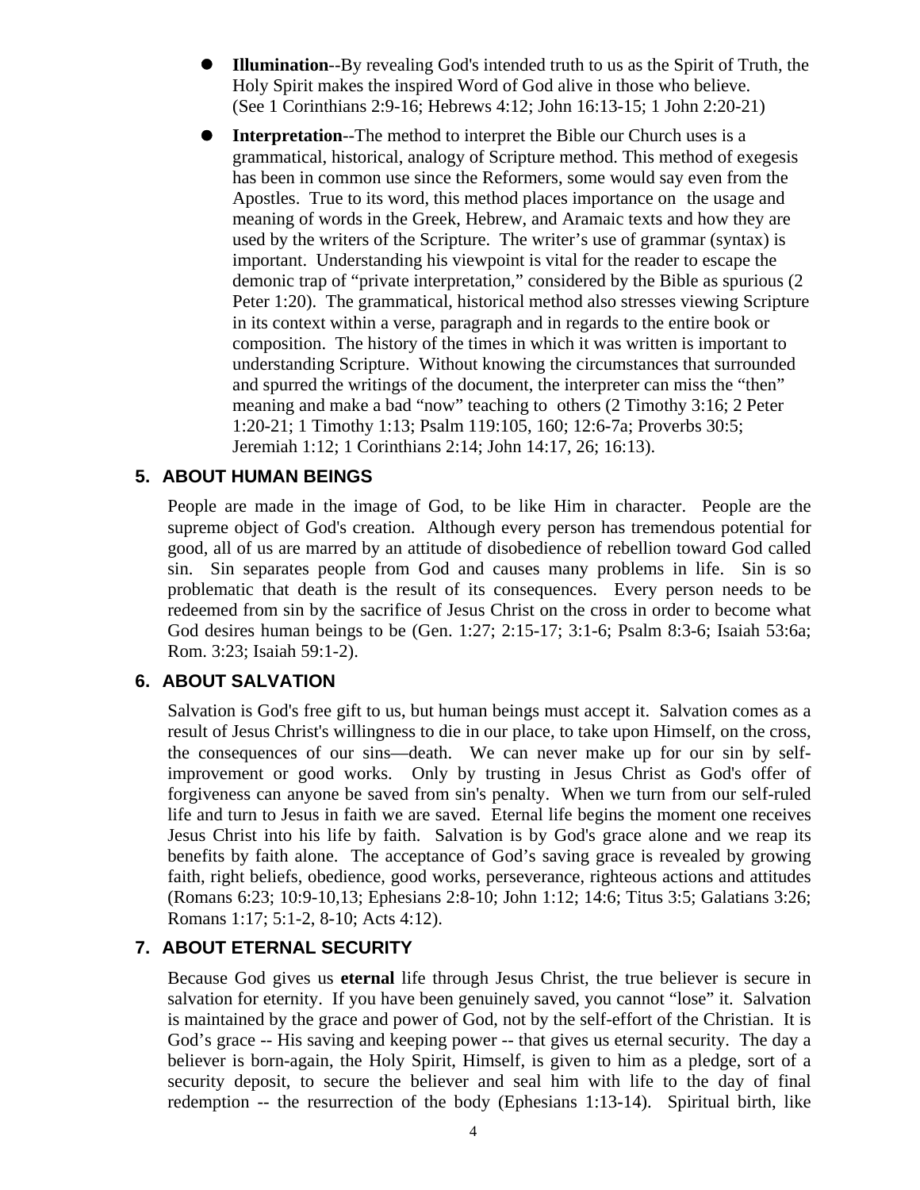- **Illumination**--By revealing God's intended truth to us as the Spirit of Truth, the Holy Spirit makes the inspired Word of God alive in those who believe. (See 1 Corinthians 2:9-16; Hebrews 4:12; John 16:13-15; 1 John 2:20-21)
- **Interpretation**--The method to interpret the Bible our Church uses is a grammatical, historical, analogy of Scripture method. This method of exegesis has been in common use since the Reformers, some would say even from the Apostles. True to its word, this method places importance on the usage and meaning of words in the Greek, Hebrew, and Aramaic texts and how they are used by the writers of the Scripture. The writer's use of grammar (syntax) is important. Understanding his viewpoint is vital for the reader to escape the demonic trap of "private interpretation," considered by the Bible as spurious (2 Peter 1:20). The grammatical, historical method also stresses viewing Scripture in its context within a verse, paragraph and in regards to the entire book or composition. The history of the times in which it was written is important to understanding Scripture. Without knowing the circumstances that surrounded and spurred the writings of the document, the interpreter can miss the "then" meaning and make a bad "now" teaching to others (2 Timothy 3:16; 2 Peter 1:20-21; 1 Timothy 1:13; Psalm 119:105, 160; 12:6-7a; Proverbs 30:5; Jeremiah 1:12; 1 Corinthians 2:14; John 14:17, 26; 16:13).

## 5. ABOUT HUMAN BEINGS

People are made in the image of God, to be like Him in character. People are the supreme object of God's creation. Although every person has tremendous potential for good, all of us are marred by an attitude of disobedience of rebellion toward God called sin. Sin separates people from God and causes many problems in life. Sin is so problematic that death is the result of its consequences. Every person needs to be redeemed from sin by the sacrifice of Jesus Christ on the cross in order to become what God desires human beings to be (Gen. 1:27; 2:15-17; 3:1-6; Psalm 8:3-6; Isaiah 53:6a; Rom. 3:23; Isaiah 59:1-2).

## 6. ABOUT SALVATION

Salvation is God's free gift to us, but human beings must accept it. Salvation comes as a result of Jesus Christ's willingness to die in our place, to take upon Himself, on the cross, the consequences of our sins—death. We can never make up for our sin by self-improvement or good works. Only by trusting in Jesus Christ as God's offer of forgiveness can anyone be saved from sin's penalty. When we turn from our self-ruled life and turn to Jesus in faith we are saved. Eternal life begins the moment one receives Jesus Christ into his life by faith. Salvation is by God's grace alone and we reap its benefits by faith alone. The acceptance of God's saving grace is revealed by growing faith, right beliefs, obedience, good works, perseverance, righteous actions and attitudes (Romans 6:23; 10:9-10,13; Ephesians 2:8-10; John 1:12; 14:6; Titus 3:5; Galatians 3:26; Romans 1:17; 5:1-2, 8-10; Acts 4:12).

## 7. ABOUT ETERNAL SECURITY

Because God gives us **eternal** life through Jesus Christ, the true believer is secure in salvation for eternity. If you have been genuinely saved, you cannot "lose" it. Salvation is maintained by the grace and power of God, not by the self-effort of the Christian. It is God's grace -- His saving and keeping power -- that gives us eternal security. The day a believer is born-again, the Holy Spirit, Himself, is given to him as a pledge, sort of a security deposit, to secure the believer and seal him with life to the day of final redemption -- the resurrection of the body (Ephesians 1:13-14). Spiritual birth, like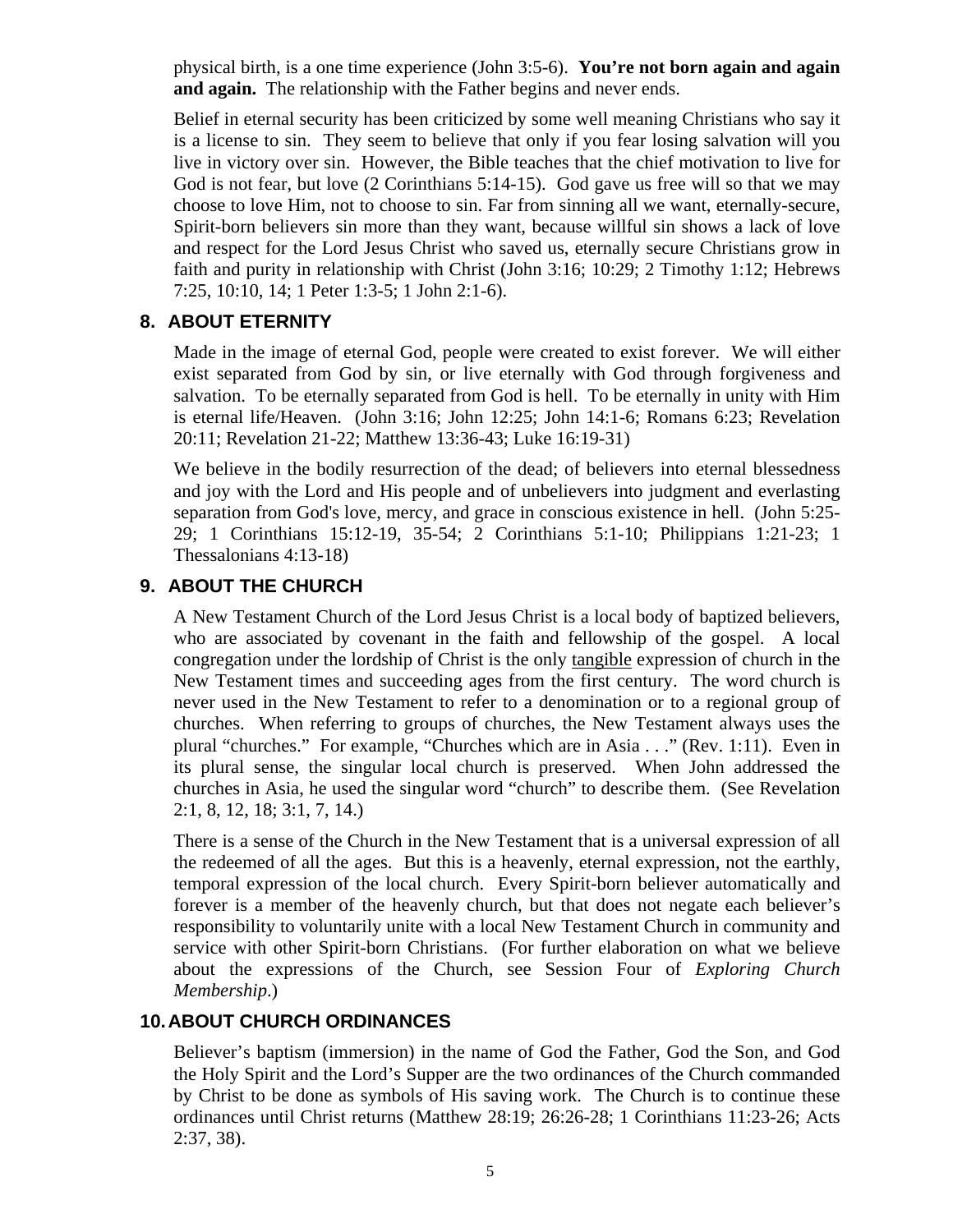physical birth, is a one time experience (John 3:5-6). **You're not born again and again and again.** The relationship with the Father begins and never ends.

Belief in eternal security has been criticized by some well meaning Christians who say it is a license to sin. They seem to believe that only if you fear losing salvation will you live in victory over sin. However, the Bible teaches that the chief motivation to live for God is not fear, but love (2 Corinthians 5:14-15). God gave us free will so that we may choose to love Him, not to choose to sin. Far from sinning all we want, eternally-secure, Spirit-born believers sin more than they want, because willful sin shows a lack of love and respect for the Lord Jesus Christ who saved us, eternally secure Christians grow in faith and purity in relationship with Christ (John 3:16; 10:29; 2 Timothy 1:12; Hebrews 7:25, 10:10, 14; 1 Peter 1:3-5; 1 John 2:1-6).

## 8. ABOUT ETERNITY

Made in the image of eternal God, people were created to exist forever. We will either exist separated from God by sin, or live eternally with God through forgiveness and salvation. To be eternally separated from God is hell. To be eternally in unity with Him is eternal life/Heaven. (John 3:16; John 12:25; John 14:1-6; Romans 6:23; Revelation 20:11; Revelation 21-22; Matthew 13:36-43; Luke 16:19-31)

We believe in the bodily resurrection of the dead; of believers into eternal blessedness and joy with the Lord and His people and of unbelievers into judgment and everlasting separation from God's love, mercy, and grace in conscious existence in hell. (John 5:25-29; 1 Corinthians 15:12-19, 35-54; 2 Corinthians 5:1-10; Philippians 1:21-23; 1 Thessalonians 4:13-18)

## 9. ABOUT THE CHURCH

A New Testament Church of the Lord Jesus Christ is a local body of baptized believers, who are associated by covenant in the faith and fellowship of the gospel. A local congregation under the lordship of Christ is the only <u>tangible</u> expression of church in the New Testament times and succeeding ages from the first century. The word church is never used in the New Testament to refer to a denomination or to a regional group of churches. When referring to groups of churches, the New Testament always uses the plural "churches." For example, "Churches which are in Asia . . ." (Rev. 1:11). Even in its plural sense, the singular local church is preserved. When John addressed the churches in Asia, he used the singular word "church" to describe them. (See Revelation 2:1, 8, 12, 18; 3:1, 7, 14.)

There is a sense of the Church in the New Testament that is a universal expression of all the redeemed of all the ages. But this is a heavenly, eternal expression, not the earthly, temporal expression of the local church. Every Spirit-born believer automatically and forever is a member of the heavenly church, but that does not negate each believer's responsibility to voluntarily unite with a local New Testament Church in community and service with other Spirit-born Christians. (For further elaboration on what we believe about the expressions of the Church, see Session Four of *Exploring Church Membership*.)

## 10. ABOUT CHURCH ORDINANCES

Believer's baptism (immersion) in the name of God the Father, God the Son, and God the Holy Spirit and the Lord's Supper are the two ordinances of the Church commanded by Christ to be done as symbols of His saving work. The Church is to continue these ordinances until Christ returns (Matthew 28:19; 26:26-28; 1 Corinthians 11:23-26; Acts 2:37, 38).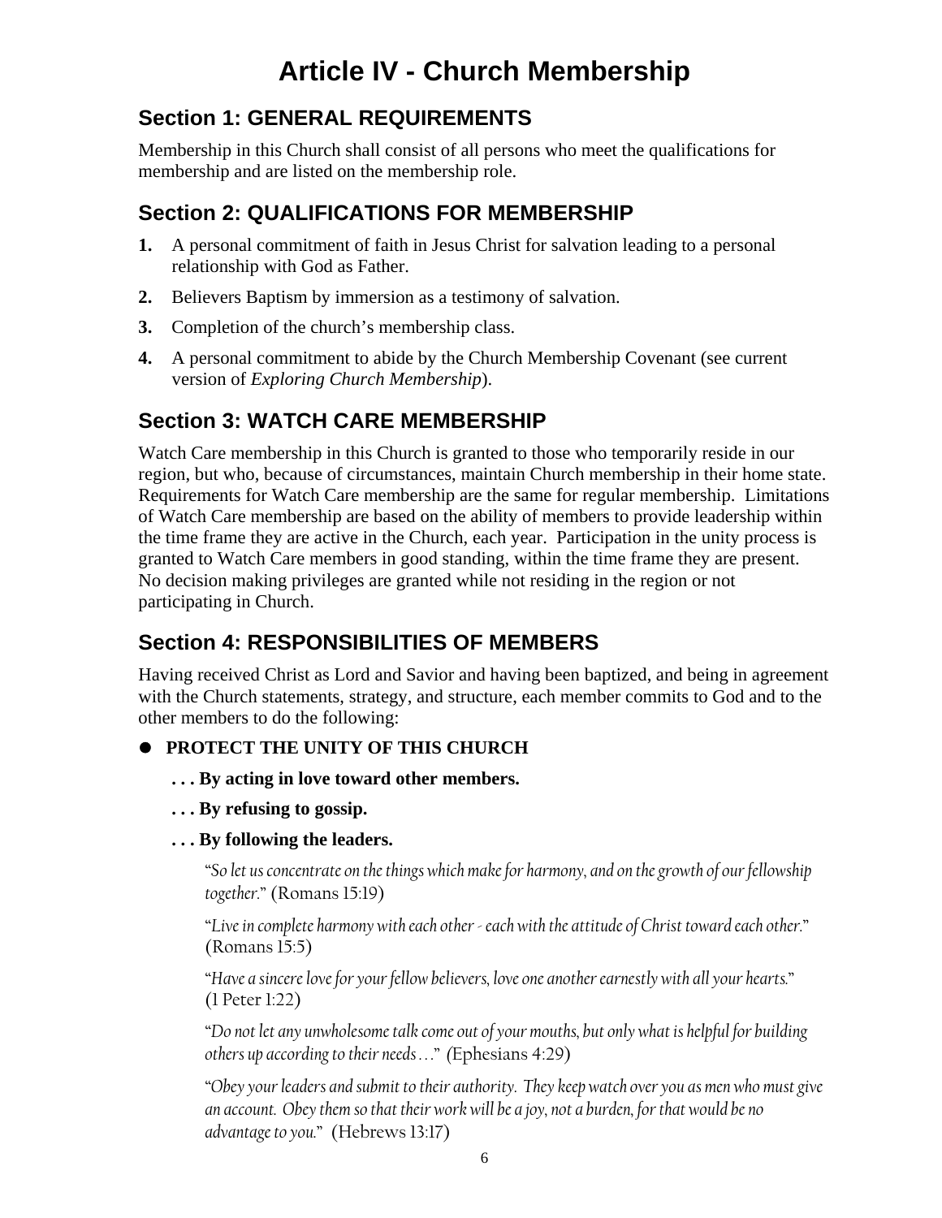# Article IV - Church Membership

## Section 1: GENERAL REQUIREMENTS

Membership in this Church shall consist of all persons who meet the qualifications for membership and are listed on the membership role.

## Section 2: QUALIFICATIONS FOR MEMBERSHIP

**1.** A personal commitment of faith in Jesus Christ for salvation leading to a personal relationship with God as Father.

**2.** Believers Baptism by immersion as a testimony of salvation.

**3.** Completion of the church's membership class.

**4.** A personal commitment to abide by the Church Membership Covenant (see current version of *Exploring Church Membership*).

## Section 3: WATCH CARE MEMBERSHIP

Watch Care membership in this Church is granted to those who temporarily reside in our region, but who, because of circumstances, maintain Church membership in their home state. Requirements for Watch Care membership are the same for regular membership. Limitations of Watch Care membership are based on the ability of members to provide leadership within the time frame they are active in the Church, each year. Participation in the unity process is granted to Watch Care members in good standing, within the time frame they are present. No decision making privileges are granted while not residing in the region or not participating in Church.

## Section 4: RESPONSIBILITIES OF MEMBERS

Having received Christ as Lord and Savior and having been baptized, and being in agreement with the Church statements, strategy, and structure, each member commits to God and to the other members to do the following:

- **PROTECT THE UNITY OF THIS CHURCH**

  **. . . By acting in love toward other members.**

  **. . . By refusing to gossip.**

  **. . . By following the leaders.**

  "*So let us concentrate on the things which make for harmony, and on the growth of our fellowship together.*" (Romans 15:19)

  "*Live in complete harmony with each other - each with the attitude of Christ toward each other.*" (Romans 15:5)

  "*Have a sincere love for your fellow believers, love one another earnestly with all your hearts.*" (1 Peter 1:22)

  "*Do not let any unwholesome talk come out of your mouths, but only what is helpful for building others up according to their needs . . .*" (Ephesians 4:29)

  "*Obey your leaders and submit to their authority. They keep watch over you as men who must give an account. Obey them so that their work will be a joy, not a burden, for that would be no advantage to you.*" (Hebrews 13:17)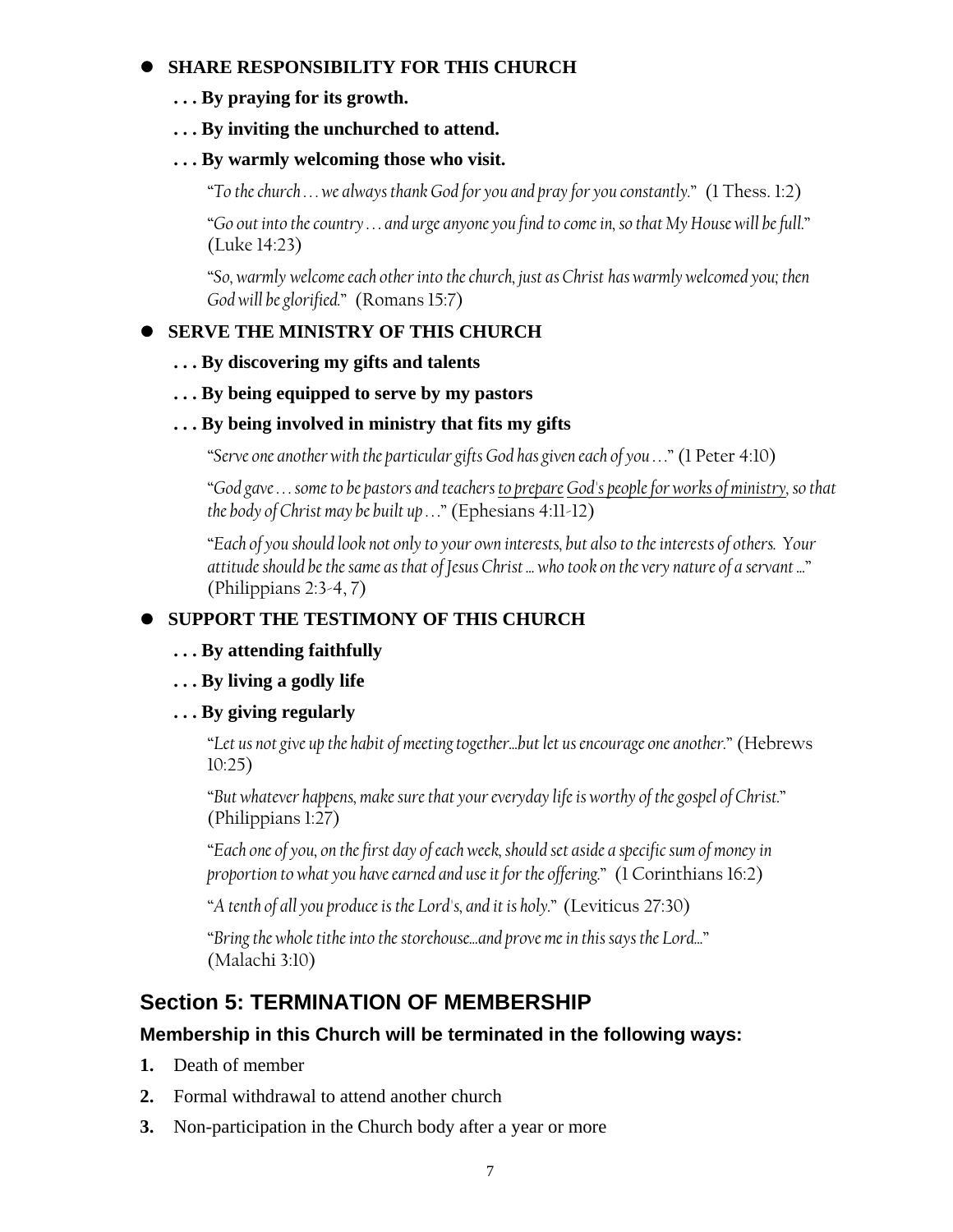- **SHARE RESPONSIBILITY FOR THIS CHURCH**

  **. . . By praying for its growth.**

  **. . . By inviting the unchurched to attend.**

  **. . . By warmly welcoming those who visit.**

  "*To the church . . . we always thank God for you and pray for you constantly.*" (1 Thess. 1:2)

  "*Go out into the country . . . and urge anyone you find to come in, so that My House will be full.*" (Luke 14:23)

  "*So, warmly welcome each other into the church, just as Christ has warmly welcomed you; then God will be glorified.*" (Romans 15:7)

- **SERVE THE MINISTRY OF THIS CHURCH**

  **. . . By discovering my gifts and talents**

  **. . . By being equipped to serve by my pastors**

  **. . . By being involved in ministry that fits my gifts**

  "*Serve one another with the particular gifts God has given each of you . . .*" (1 Peter 4:10)

  "*God gave . . . some to be pastors and teachers <u>to prepare</u> <u>God's people for works of ministry</u>, so that the body of Christ may be built up . . .*" (Ephesians 4:11-12)

  "*Each of you should look not only to your own interests, but also to the interests of others. Your attitude should be the same as that of Jesus Christ ... who took on the very nature of a servant ...*" (Philippians 2:3-4, 7)

- **SUPPORT THE TESTIMONY OF THIS CHURCH**

  **. . . By attending faithfully**

  **. . . By living a godly life**

  **. . . By giving regularly**

  "*Let us not give up the habit of meeting together...but let us encourage one another.*" (Hebrews 10:25)

  "*But whatever happens, make sure that your everyday life is worthy of the gospel of Christ.*" (Philippians 1:27)

  "*Each one of you, on the first day of each week, should set aside a specific sum of money in proportion to what you have earned and use it for the offering.*" (1 Corinthians 16:2)

  "*A tenth of all you produce is the Lord's, and it is holy.*" (Leviticus 27:30)

  "*Bring the whole tithe into the storehouse...and prove me in this says the Lord...*" (Malachi 3:10)

## Section 5: TERMINATION OF MEMBERSHIP

### Membership in this Church will be terminated in the following ways:

1. Death of member
2. Formal withdrawal to attend another church
3. Non-participation in the Church body after a year or more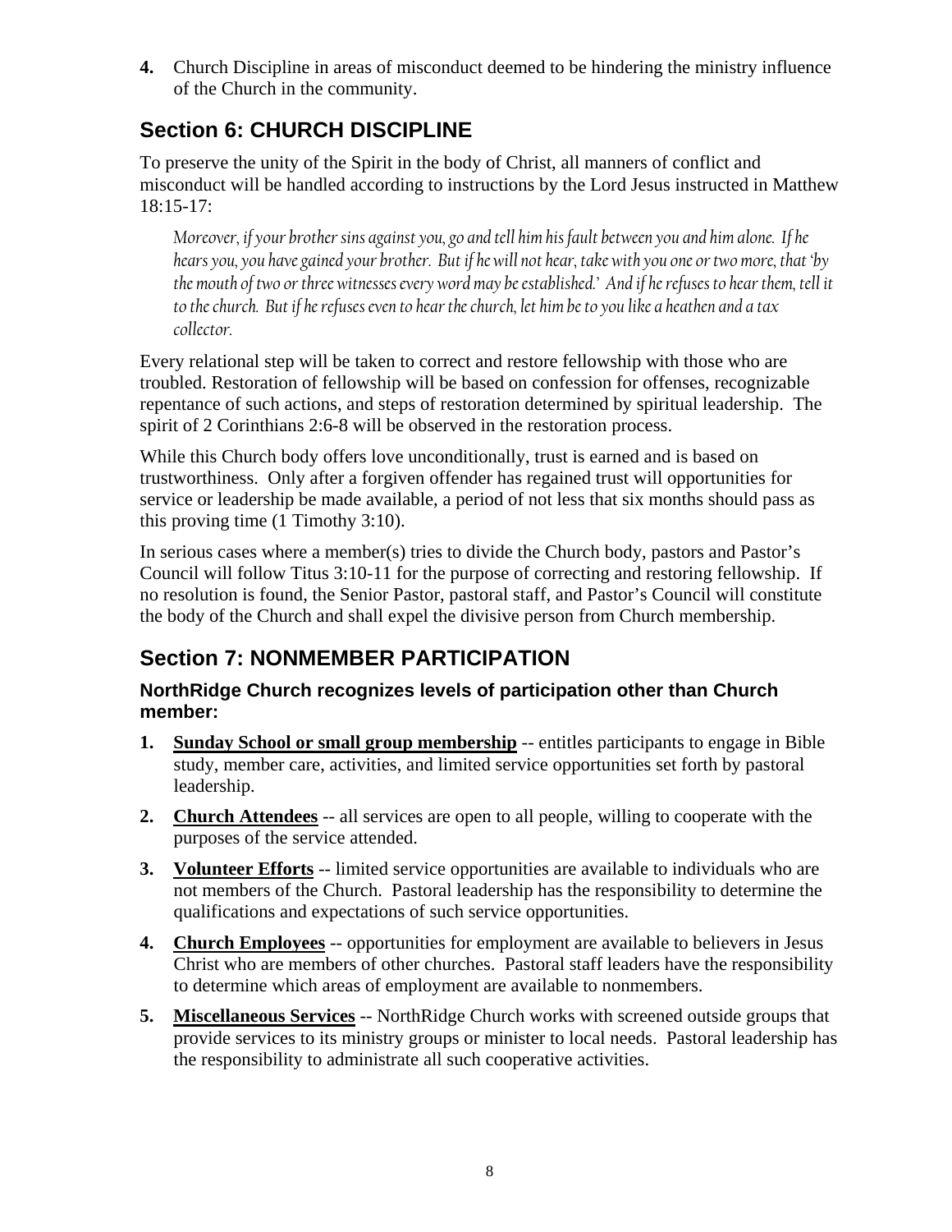4. Church Discipline in areas of misconduct deemed to be hindering the ministry influence of the Church in the community.

## Section 6: CHURCH DISCIPLINE

To preserve the unity of the Spirit in the body of Christ, all manners of conflict and misconduct will be handled according to instructions by the Lord Jesus instructed in Matthew 18:15-17:

> *Moreover, if your brother sins against you, go and tell him his fault between you and him alone. If he hears you, you have gained your brother. But if he will not hear, take with you one or two more, that 'by the mouth of two or three witnesses every word may be established.' And if he refuses to hear them, tell it to the church. But if he refuses even to hear the church, let him be to you like a heathen and a tax collector.*

Every relational step will be taken to correct and restore fellowship with those who are troubled. Restoration of fellowship will be based on confession for offenses, recognizable repentance of such actions, and steps of restoration determined by spiritual leadership. The spirit of 2 Corinthians 2:6-8 will be observed in the restoration process.

While this Church body offers love unconditionally, trust is earned and is based on trustworthiness. Only after a forgiven offender has regained trust will opportunities for service or leadership be made available, a period of not less that six months should pass as this proving time (1 Timothy 3:10).

In serious cases where a member(s) tries to divide the Church body, pastors and Pastor's Council will follow Titus 3:10-11 for the purpose of correcting and restoring fellowship. If no resolution is found, the Senior Pastor, pastoral staff, and Pastor's Council will constitute the body of the Church and shall expel the divisive person from Church membership.

## Section 7: NONMEMBER PARTICIPATION

### NorthRidge Church recognizes levels of participation other than Church member:

1. **Sunday School or small group membership** -- entitles participants to engage in Bible study, member care, activities, and limited service opportunities set forth by pastoral leadership.
2. **Church Attendees** -- all services are open to all people, willing to cooperate with the purposes of the service attended.
3. **Volunteer Efforts** -- limited service opportunities are available to individuals who are not members of the Church. Pastoral leadership has the responsibility to determine the qualifications and expectations of such service opportunities.
4. **Church Employees** -- opportunities for employment are available to believers in Jesus Christ who are members of other churches. Pastoral staff leaders have the responsibility to determine which areas of employment are available to nonmembers.
5. **Miscellaneous Services** -- NorthRidge Church works with screened outside groups that provide services to its ministry groups or minister to local needs. Pastoral leadership has the responsibility to administrate all such cooperative activities.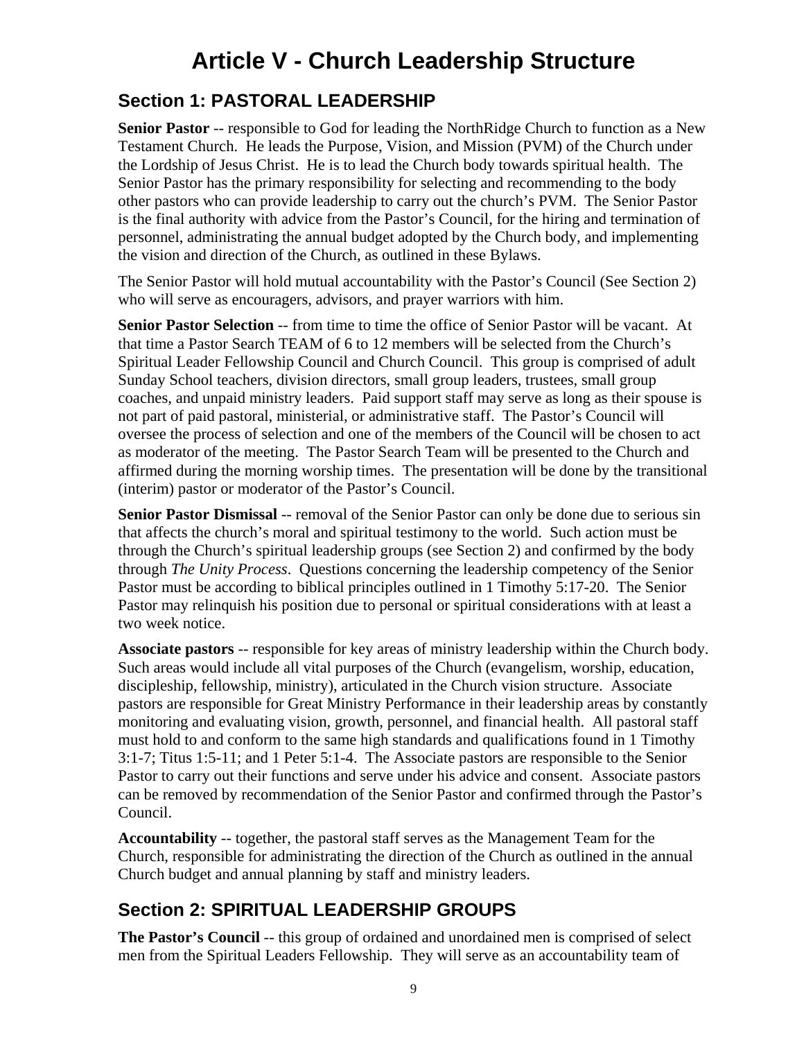# Article V - Church Leadership Structure

## Section 1: PASTORAL LEADERSHIP

**Senior Pastor** -- responsible to God for leading the NorthRidge Church to function as a New Testament Church. He leads the Purpose, Vision, and Mission (PVM) of the Church under the Lordship of Jesus Christ. He is to lead the Church body towards spiritual health. The Senior Pastor has the primary responsibility for selecting and recommending to the body other pastors who can provide leadership to carry out the church's PVM. The Senior Pastor is the final authority with advice from the Pastor's Council, for the hiring and termination of personnel, administrating the annual budget adopted by the Church body, and implementing the vision and direction of the Church, as outlined in these Bylaws.

The Senior Pastor will hold mutual accountability with the Pastor's Council (See Section 2) who will serve as encouragers, advisors, and prayer warriors with him.

**Senior Pastor Selection** -- from time to time the office of Senior Pastor will be vacant. At that time a Pastor Search TEAM of 6 to 12 members will be selected from the Church's Spiritual Leader Fellowship Council and Church Council. This group is comprised of adult Sunday School teachers, division directors, small group leaders, trustees, small group coaches, and unpaid ministry leaders. Paid support staff may serve as long as their spouse is not part of paid pastoral, ministerial, or administrative staff. The Pastor's Council will oversee the process of selection and one of the members of the Council will be chosen to act as moderator of the meeting. The Pastor Search Team will be presented to the Church and affirmed during the morning worship times. The presentation will be done by the transitional (interim) pastor or moderator of the Pastor's Council.

**Senior Pastor Dismissal** -- removal of the Senior Pastor can only be done due to serious sin that affects the church's moral and spiritual testimony to the world. Such action must be through the Church's spiritual leadership groups (see Section 2) and confirmed by the body through *The Unity Process*. Questions concerning the leadership competency of the Senior Pastor must be according to biblical principles outlined in 1 Timothy 5:17-20. The Senior Pastor may relinquish his position due to personal or spiritual considerations with at least a two week notice.

**Associate pastors** -- responsible for key areas of ministry leadership within the Church body. Such areas would include all vital purposes of the Church (evangelism, worship, education, discipleship, fellowship, ministry), articulated in the Church vision structure. Associate pastors are responsible for Great Ministry Performance in their leadership areas by constantly monitoring and evaluating vision, growth, personnel, and financial health. All pastoral staff must hold to and conform to the same high standards and qualifications found in 1 Timothy 3:1-7; Titus 1:5-11; and 1 Peter 5:1-4. The Associate pastors are responsible to the Senior Pastor to carry out their functions and serve under his advice and consent. Associate pastors can be removed by recommendation of the Senior Pastor and confirmed through the Pastor's Council.

**Accountability** -- together, the pastoral staff serves as the Management Team for the Church, responsible for administrating the direction of the Church as outlined in the annual Church budget and annual planning by staff and ministry leaders.

## Section 2: SPIRITUAL LEADERSHIP GROUPS

**The Pastor's Council** -- this group of ordained and unordained men is comprised of select men from the Spiritual Leaders Fellowship. They will serve as an accountability team of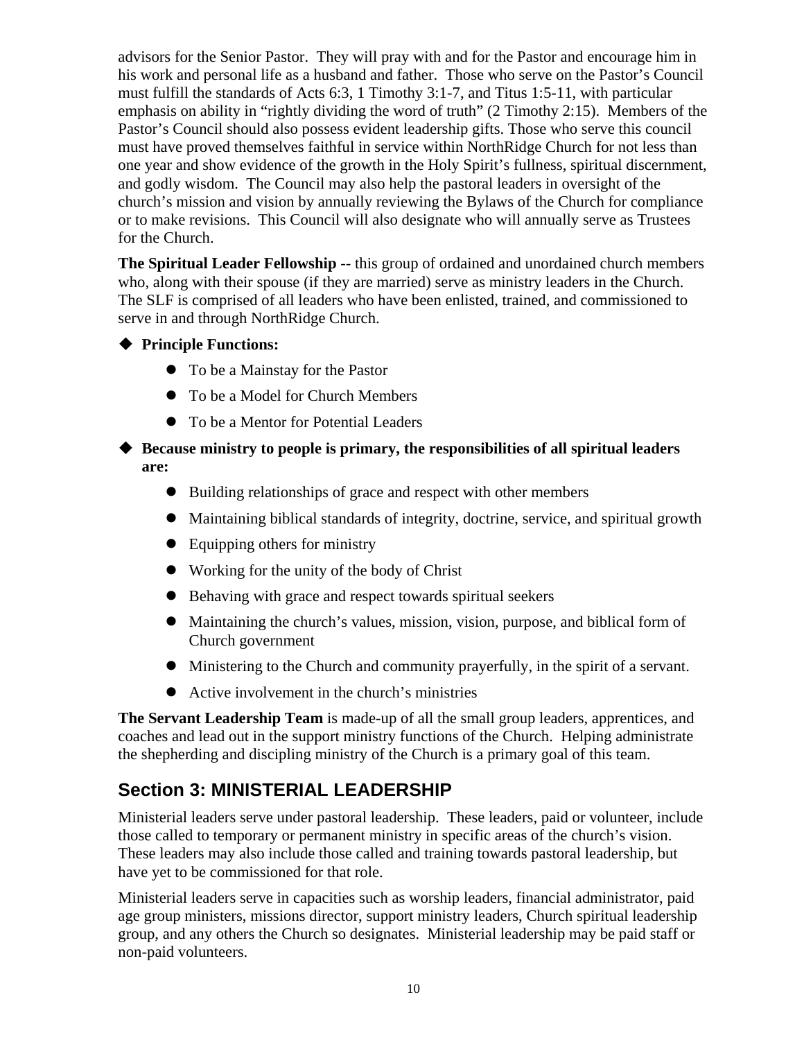advisors for the Senior Pastor. They will pray with and for the Pastor and encourage him in his work and personal life as a husband and father. Those who serve on the Pastor's Council must fulfill the standards of Acts 6:3, 1 Timothy 3:1-7, and Titus 1:5-11, with particular emphasis on ability in "rightly dividing the word of truth" (2 Timothy 2:15). Members of the Pastor's Council should also possess evident leadership gifts. Those who serve this council must have proved themselves faithful in service within NorthRidge Church for not less than one year and show evidence of the growth in the Holy Spirit's fullness, spiritual discernment, and godly wisdom. The Council may also help the pastoral leaders in oversight of the church's mission and vision by annually reviewing the Bylaws of the Church for compliance or to make revisions. This Council will also designate who will annually serve as Trustees for the Church.

**The Spiritual Leader Fellowship** -- this group of ordained and unordained church members who, along with their spouse (if they are married) serve as ministry leaders in the Church. The SLF is comprised of all leaders who have been enlisted, trained, and commissioned to serve in and through NorthRidge Church.

- **Principle Functions:**
  - To be a Mainstay for the Pastor
  - To be a Model for Church Members
  - To be a Mentor for Potential Leaders
- **Because ministry to people is primary, the responsibilities of all spiritual leaders are:**
  - Building relationships of grace and respect with other members
  - Maintaining biblical standards of integrity, doctrine, service, and spiritual growth
  - Equipping others for ministry
  - Working for the unity of the body of Christ
  - Behaving with grace and respect towards spiritual seekers
  - Maintaining the church's values, mission, vision, purpose, and biblical form of Church government
  - Ministering to the Church and community prayerfully, in the spirit of a servant.
  - Active involvement in the church's ministries

**The Servant Leadership Team** is made-up of all the small group leaders, apprentices, and coaches and lead out in the support ministry functions of the Church. Helping administrate the shepherding and discipling ministry of the Church is a primary goal of this team.

## Section 3: MINISTERIAL LEADERSHIP

Ministerial leaders serve under pastoral leadership. These leaders, paid or volunteer, include those called to temporary or permanent ministry in specific areas of the church's vision. These leaders may also include those called and training towards pastoral leadership, but have yet to be commissioned for that role.

Ministerial leaders serve in capacities such as worship leaders, financial administrator, paid age group ministers, missions director, support ministry leaders, Church spiritual leadership group, and any others the Church so designates. Ministerial leadership may be paid staff or non-paid volunteers.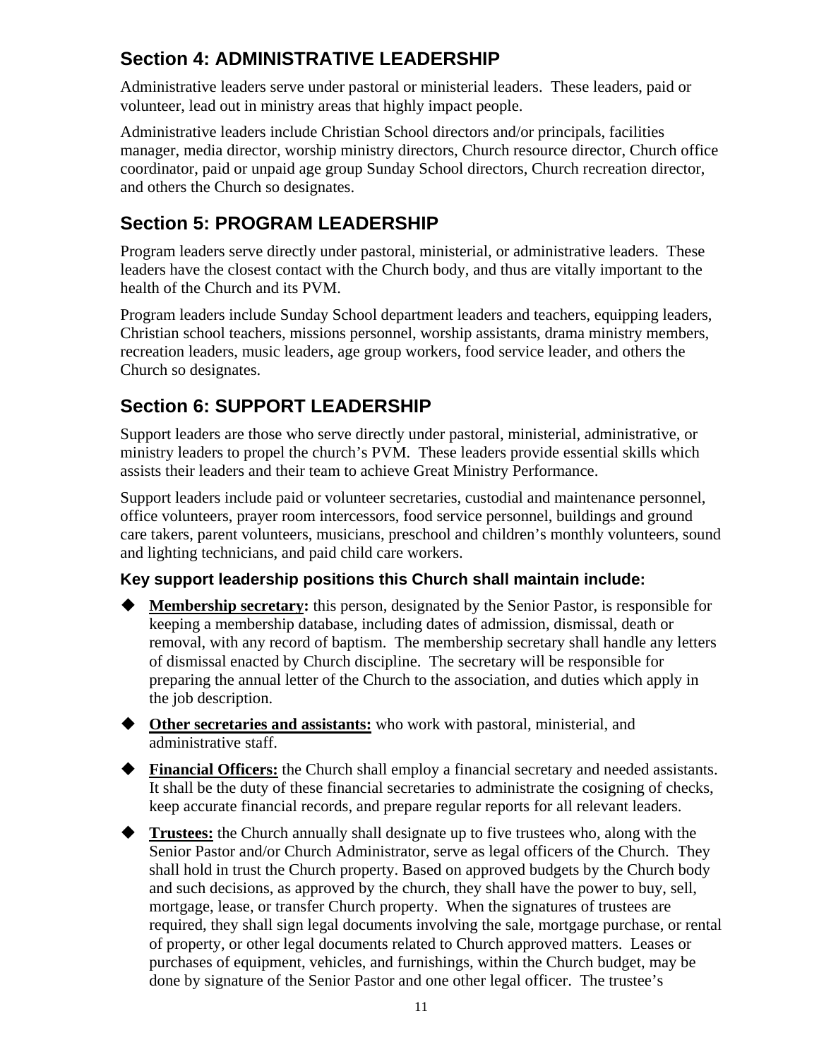## Section 4: ADMINISTRATIVE LEADERSHIP

Administrative leaders serve under pastoral or ministerial leaders. These leaders, paid or volunteer, lead out in ministry areas that highly impact people.

Administrative leaders include Christian School directors and/or principals, facilities manager, media director, worship ministry directors, Church resource director, Church office coordinator, paid or unpaid age group Sunday School directors, Church recreation director, and others the Church so designates.

## Section 5: PROGRAM LEADERSHIP

Program leaders serve directly under pastoral, ministerial, or administrative leaders. These leaders have the closest contact with the Church body, and thus are vitally important to the health of the Church and its PVM.

Program leaders include Sunday School department leaders and teachers, equipping leaders, Christian school teachers, missions personnel, worship assistants, drama ministry members, recreation leaders, music leaders, age group workers, food service leader, and others the Church so designates.

## Section 6: SUPPORT LEADERSHIP

Support leaders are those who serve directly under pastoral, ministerial, administrative, or ministry leaders to propel the church's PVM. These leaders provide essential skills which assists their leaders and their team to achieve Great Ministry Performance.

Support leaders include paid or volunteer secretaries, custodial and maintenance personnel, office volunteers, prayer room intercessors, food service personnel, buildings and ground care takers, parent volunteers, musicians, preschool and children's monthly volunteers, sound and lighting technicians, and paid child care workers.

### Key support leadership positions this Church shall maintain include:

- **Membership secretary:** this person, designated by the Senior Pastor, is responsible for keeping a membership database, including dates of admission, dismissal, death or removal, with any record of baptism. The membership secretary shall handle any letters of dismissal enacted by Church discipline. The secretary will be responsible for preparing the annual letter of the Church to the association, and duties which apply in the job description.
- **Other secretaries and assistants:** who work with pastoral, ministerial, and administrative staff.
- **Financial Officers:** the Church shall employ a financial secretary and needed assistants. It shall be the duty of these financial secretaries to administrate the cosigning of checks, keep accurate financial records, and prepare regular reports for all relevant leaders.
- **Trustees:** the Church annually shall designate up to five trustees who, along with the Senior Pastor and/or Church Administrator, serve as legal officers of the Church. They shall hold in trust the Church property. Based on approved budgets by the Church body and such decisions, as approved by the church, they shall have the power to buy, sell, mortgage, lease, or transfer Church property. When the signatures of trustees are required, they shall sign legal documents involving the sale, mortgage purchase, or rental of property, or other legal documents related to Church approved matters. Leases or purchases of equipment, vehicles, and furnishings, within the Church budget, may be done by signature of the Senior Pastor and one other legal officer. The trustee's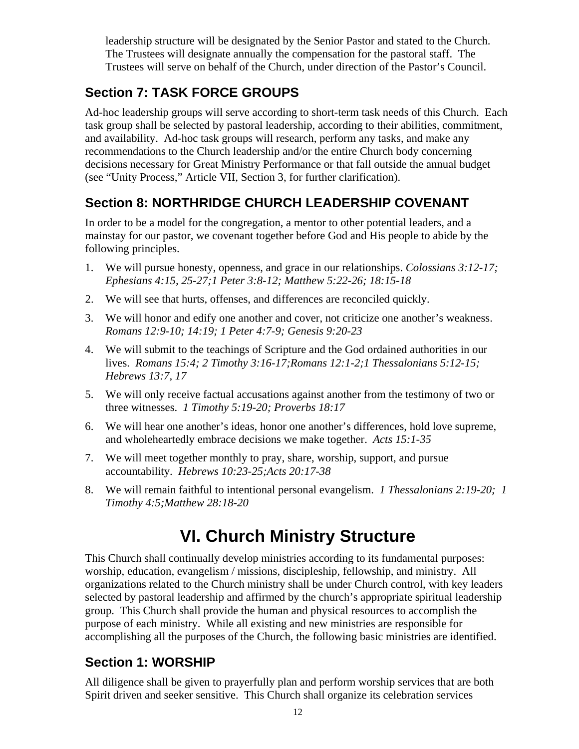leadership structure will be designated by the Senior Pastor and stated to the Church. The Trustees will designate annually the compensation for the pastoral staff. The Trustees will serve on behalf of the Church, under direction of the Pastor's Council.

## Section 7: TASK FORCE GROUPS

Ad-hoc leadership groups will serve according to short-term task needs of this Church. Each task group shall be selected by pastoral leadership, according to their abilities, commitment, and availability. Ad-hoc task groups will research, perform any tasks, and make any recommendations to the Church leadership and/or the entire Church body concerning decisions necessary for Great Ministry Performance or that fall outside the annual budget (see "Unity Process," Article VII, Section 3, for further clarification).

## Section 8: NORTHRIDGE CHURCH LEADERSHIP COVENANT

In order to be a model for the congregation, a mentor to other potential leaders, and a mainstay for our pastor, we covenant together before God and His people to abide by the following principles.

1. We will pursue honesty, openness, and grace in our relationships. *Colossians 3:12-17; Ephesians 4:15, 25-27;1 Peter 3:8-12; Matthew 5:22-26; 18:15-18*
2. We will see that hurts, offenses, and differences are reconciled quickly.
3. We will honor and edify one another and cover, not criticize one another's weakness. *Romans 12:9-10; 14:19; 1 Peter 4:7-9; Genesis 9:20-23*
4. We will submit to the teachings of Scripture and the God ordained authorities in our lives. *Romans 15:4; 2 Timothy 3:16-17;Romans 12:1-2;1 Thessalonians 5:12-15; Hebrews 13:7, 17*
5. We will only receive factual accusations against another from the testimony of two or three witnesses. *1 Timothy 5:19-20; Proverbs 18:17*
6. We will hear one another's ideas, honor one another's differences, hold love supreme, and wholeheartedly embrace decisions we make together. *Acts 15:1-35*
7. We will meet together monthly to pray, share, worship, support, and pursue accountability. *Hebrews 10:23-25;Acts 20:17-38*
8. We will remain faithful to intentional personal evangelism. *1 Thessalonians 2:19-20; 1 Timothy 4:5;Matthew 28:18-20*

# VI. Church Ministry Structure

This Church shall continually develop ministries according to its fundamental purposes: worship, education, evangelism / missions, discipleship, fellowship, and ministry. All organizations related to the Church ministry shall be under Church control, with key leaders selected by pastoral leadership and affirmed by the church's appropriate spiritual leadership group. This Church shall provide the human and physical resources to accomplish the purpose of each ministry. While all existing and new ministries are responsible for accomplishing all the purposes of the Church, the following basic ministries are identified.

## Section 1: WORSHIP

All diligence shall be given to prayerfully plan and perform worship services that are both Spirit driven and seeker sensitive. This Church shall organize its celebration services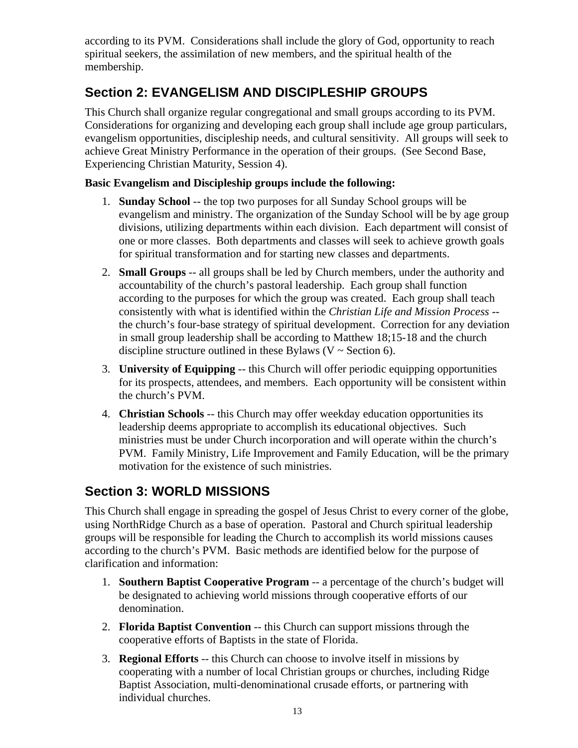according to its PVM. Considerations shall include the glory of God, opportunity to reach spiritual seekers, the assimilation of new members, and the spiritual health of the membership.

## Section 2: EVANGELISM AND DISCIPLESHIP GROUPS

This Church shall organize regular congregational and small groups according to its PVM. Considerations for organizing and developing each group shall include age group particulars, evangelism opportunities, discipleship needs, and cultural sensitivity. All groups will seek to achieve Great Ministry Performance in the operation of their groups. (See Second Base, Experiencing Christian Maturity, Session 4).

**Basic Evangelism and Discipleship groups include the following:**

1. **Sunday School** -- the top two purposes for all Sunday School groups will be evangelism and ministry. The organization of the Sunday School will be by age group divisions, utilizing departments within each division. Each department will consist of one or more classes. Both departments and classes will seek to achieve growth goals for spiritual transformation and for starting new classes and departments.
2. **Small Groups** -- all groups shall be led by Church members, under the authority and accountability of the church's pastoral leadership. Each group shall function according to the purposes for which the group was created. Each group shall teach consistently with what is identified within the *Christian Life and Mission Process* -- the church's four-base strategy of spiritual development. Correction for any deviation in small group leadership shall be according to Matthew 18;15-18 and the church discipline structure outlined in these Bylaws (V ~ Section 6).
3. **University of Equipping** -- this Church will offer periodic equipping opportunities for its prospects, attendees, and members. Each opportunity will be consistent within the church's PVM.
4. **Christian Schools** -- this Church may offer weekday education opportunities its leadership deems appropriate to accomplish its educational objectives. Such ministries must be under Church incorporation and will operate within the church's PVM. Family Ministry, Life Improvement and Family Education, will be the primary motivation for the existence of such ministries.

## Section 3: WORLD MISSIONS

This Church shall engage in spreading the gospel of Jesus Christ to every corner of the globe, using NorthRidge Church as a base of operation. Pastoral and Church spiritual leadership groups will be responsible for leading the Church to accomplish its world missions causes according to the church's PVM. Basic methods are identified below for the purpose of clarification and information:

1. **Southern Baptist Cooperative Program** -- a percentage of the church's budget will be designated to achieving world missions through cooperative efforts of our denomination.
2. **Florida Baptist Convention** -- this Church can support missions through the cooperative efforts of Baptists in the state of Florida.
3. **Regional Efforts** -- this Church can choose to involve itself in missions by cooperating with a number of local Christian groups or churches, including Ridge Baptist Association, multi-denominational crusade efforts, or partnering with individual churches.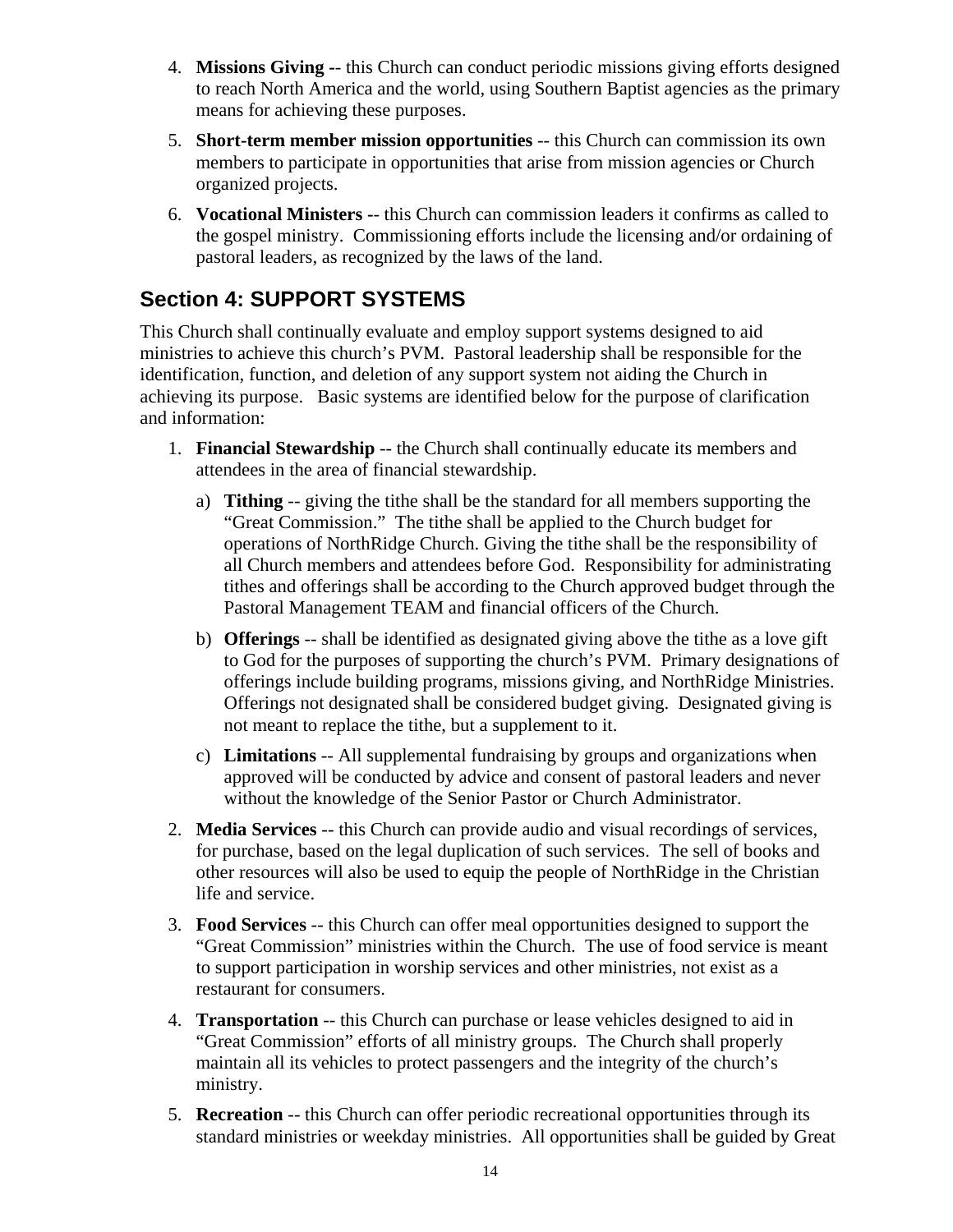4. **Missions Giving** -- this Church can conduct periodic missions giving efforts designed to reach North America and the world, using Southern Baptist agencies as the primary means for achieving these purposes.

5. **Short-term member mission opportunities** -- this Church can commission its own members to participate in opportunities that arise from mission agencies or Church organized projects.

6. **Vocational Ministers** -- this Church can commission leaders it confirms as called to the gospel ministry. Commissioning efforts include the licensing and/or ordaining of pastoral leaders, as recognized by the laws of the land.

## Section 4: SUPPORT SYSTEMS

This Church shall continually evaluate and employ support systems designed to aid ministries to achieve this church's PVM. Pastoral leadership shall be responsible for the identification, function, and deletion of any support system not aiding the Church in achieving its purpose. Basic systems are identified below for the purpose of clarification and information:

1. **Financial Stewardship** -- the Church shall continually educate its members and attendees in the area of financial stewardship.

   a) **Tithing** -- giving the tithe shall be the standard for all members supporting the "Great Commission." The tithe shall be applied to the Church budget for operations of NorthRidge Church. Giving the tithe shall be the responsibility of all Church members and attendees before God. Responsibility for administrating tithes and offerings shall be according to the Church approved budget through the Pastoral Management TEAM and financial officers of the Church.

   b) **Offerings** -- shall be identified as designated giving above the tithe as a love gift to God for the purposes of supporting the church's PVM. Primary designations of offerings include building programs, missions giving, and NorthRidge Ministries. Offerings not designated shall be considered budget giving. Designated giving is not meant to replace the tithe, but a supplement to it.

   c) **Limitations** -- All supplemental fundraising by groups and organizations when approved will be conducted by advice and consent of pastoral leaders and never without the knowledge of the Senior Pastor or Church Administrator.

2. **Media Services** -- this Church can provide audio and visual recordings of services, for purchase, based on the legal duplication of such services. The sell of books and other resources will also be used to equip the people of NorthRidge in the Christian life and service.

3. **Food Services** -- this Church can offer meal opportunities designed to support the "Great Commission" ministries within the Church. The use of food service is meant to support participation in worship services and other ministries, not exist as a restaurant for consumers.

4. **Transportation** -- this Church can purchase or lease vehicles designed to aid in "Great Commission" efforts of all ministry groups. The Church shall properly maintain all its vehicles to protect passengers and the integrity of the church's ministry.

5. **Recreation** -- this Church can offer periodic recreational opportunities through its standard ministries or weekday ministries. All opportunities shall be guided by Great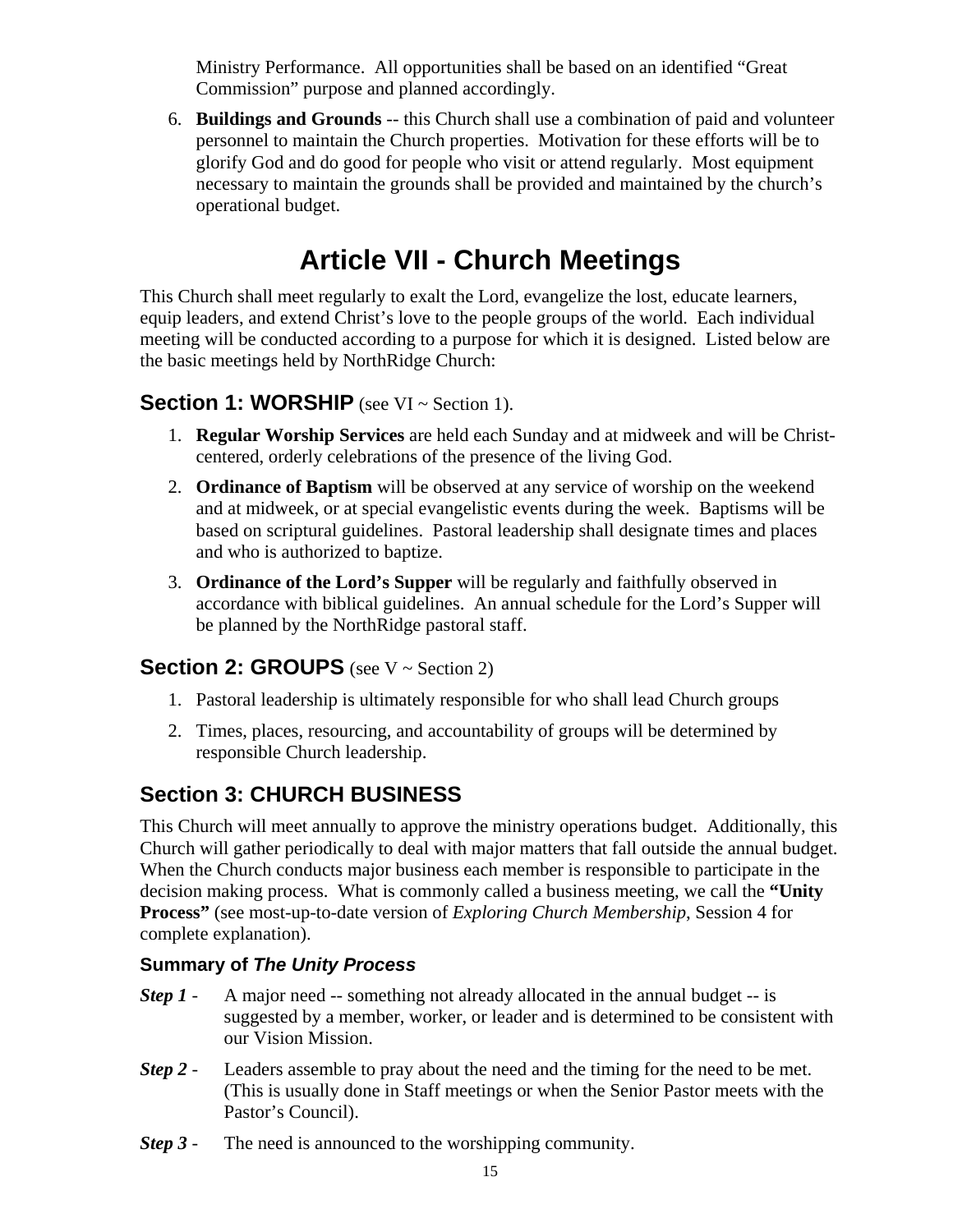Ministry Performance. All opportunities shall be based on an identified "Great Commission" purpose and planned accordingly.

6. **Buildings and Grounds** -- this Church shall use a combination of paid and volunteer personnel to maintain the Church properties. Motivation for these efforts will be to glorify God and do good for people who visit or attend regularly. Most equipment necessary to maintain the grounds shall be provided and maintained by the church's operational budget.

# Article VII - Church Meetings

This Church shall meet regularly to exalt the Lord, evangelize the lost, educate learners, equip leaders, and extend Christ's love to the people groups of the world. Each individual meeting will be conducted according to a purpose for which it is designed. Listed below are the basic meetings held by NorthRidge Church:

## Section 1: WORSHIP (see VI ~ Section 1).

1. **Regular Worship Services** are held each Sunday and at midweek and will be Christ-centered, orderly celebrations of the presence of the living God.
2. **Ordinance of Baptism** will be observed at any service of worship on the weekend and at midweek, or at special evangelistic events during the week. Baptisms will be based on scriptural guidelines. Pastoral leadership shall designate times and places and who is authorized to baptize.
3. **Ordinance of the Lord's Supper** will be regularly and faithfully observed in accordance with biblical guidelines. An annual schedule for the Lord's Supper will be planned by the NorthRidge pastoral staff.

## Section 2: GROUPS (see V ~ Section 2)

1. Pastoral leadership is ultimately responsible for who shall lead Church groups
2. Times, places, resourcing, and accountability of groups will be determined by responsible Church leadership.

## Section 3: CHURCH BUSINESS

This Church will meet annually to approve the ministry operations budget. Additionally, this Church will gather periodically to deal with major matters that fall outside the annual budget. When the Church conducts major business each member is responsible to participate in the decision making process. What is commonly called a business meeting, we call the **"Unity Process"** (see most-up-to-date version of *Exploring Church Membership*, Session 4 for complete explanation).

### Summary of *The Unity Process*

***Step 1*** - A major need -- something not already allocated in the annual budget -- is suggested by a member, worker, or leader and is determined to be consistent with our Vision Mission.

***Step 2*** - Leaders assemble to pray about the need and the timing for the need to be met. (This is usually done in Staff meetings or when the Senior Pastor meets with the Pastor's Council).

***Step 3*** - The need is announced to the worshipping community.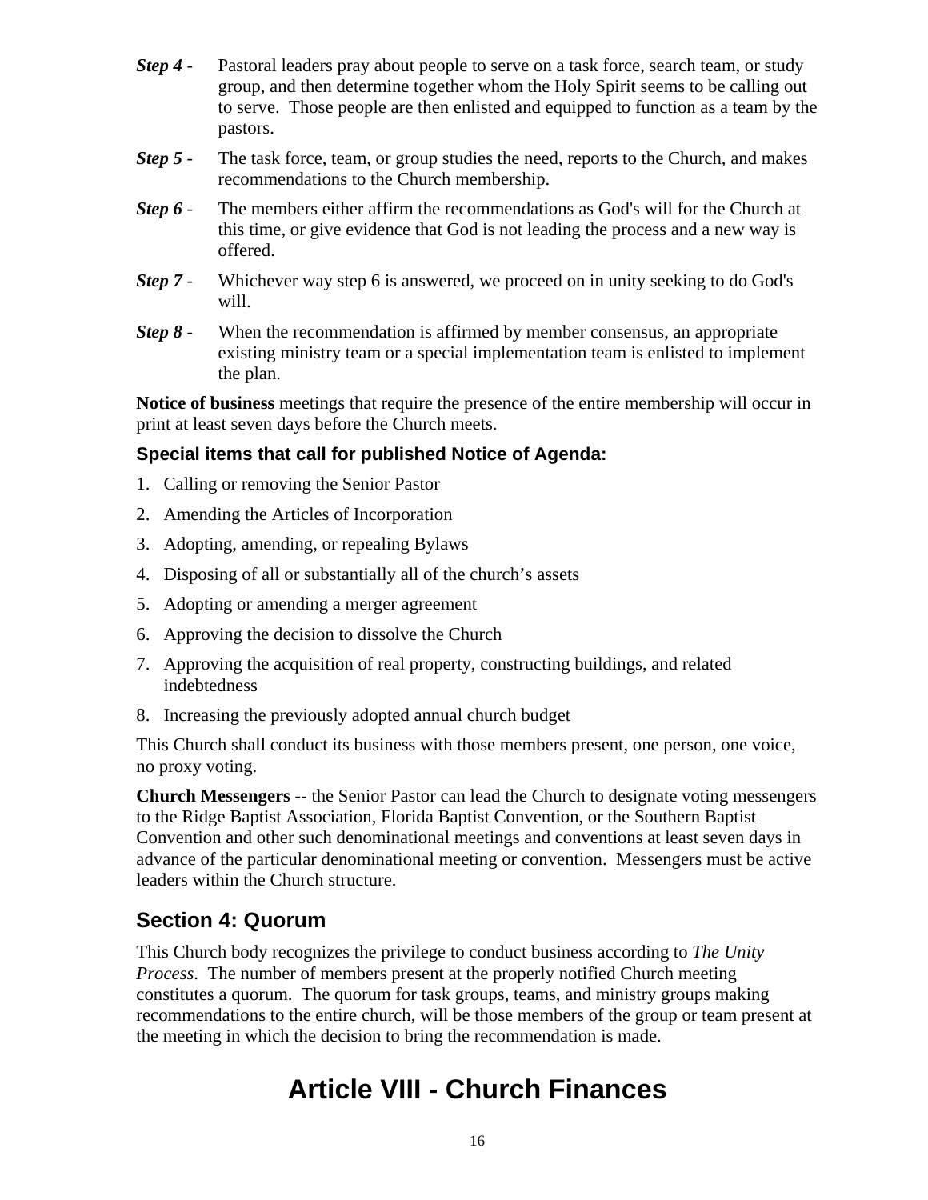***Step 4*** - Pastoral leaders pray about people to serve on a task force, search team, or study group, and then determine together whom the Holy Spirit seems to be calling out to serve. Those people are then enlisted and equipped to function as a team by the pastors.

***Step 5*** - The task force, team, or group studies the need, reports to the Church, and makes recommendations to the Church membership.

***Step 6*** - The members either affirm the recommendations as God's will for the Church at this time, or give evidence that God is not leading the process and a new way is offered.

***Step 7*** - Whichever way step 6 is answered, we proceed on in unity seeking to do God's will.

***Step 8*** - When the recommendation is affirmed by member consensus, an appropriate existing ministry team or a special implementation team is enlisted to implement the plan.

**Notice of business** meetings that require the presence of the entire membership will occur in print at least seven days before the Church meets.

### Special items that call for published Notice of Agenda:

1. Calling or removing the Senior Pastor
2. Amending the Articles of Incorporation
3. Adopting, amending, or repealing Bylaws
4. Disposing of all or substantially all of the church's assets
5. Adopting or amending a merger agreement
6. Approving the decision to dissolve the Church
7. Approving the acquisition of real property, constructing buildings, and related indebtedness
8. Increasing the previously adopted annual church budget

This Church shall conduct its business with those members present, one person, one voice, no proxy voting.

**Church Messengers** -- the Senior Pastor can lead the Church to designate voting messengers to the Ridge Baptist Association, Florida Baptist Convention, or the Southern Baptist Convention and other such denominational meetings and conventions at least seven days in advance of the particular denominational meeting or convention. Messengers must be active leaders within the Church structure.

## Section 4: Quorum

This Church body recognizes the privilege to conduct business according to *The Unity Process*. The number of members present at the properly notified Church meeting constitutes a quorum. The quorum for task groups, teams, and ministry groups making recommendations to the entire church, will be those members of the group or team present at the meeting in which the decision to bring the recommendation is made.

# Article VIII - Church Finances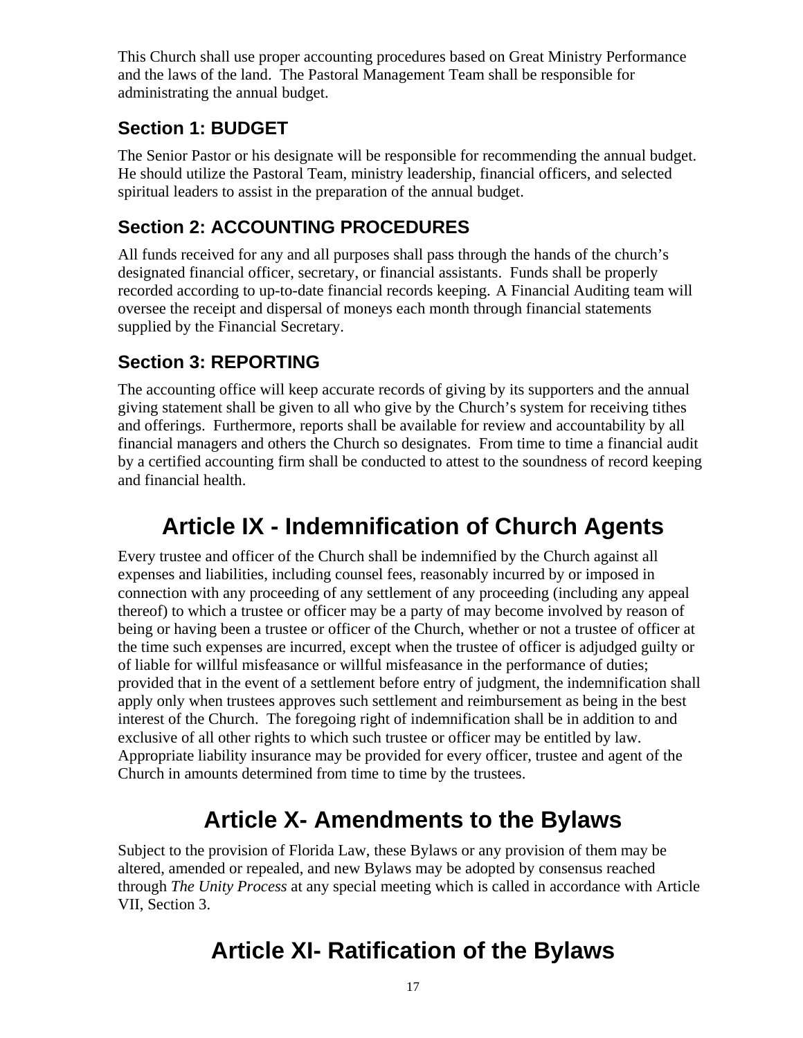This Church shall use proper accounting procedures based on Great Ministry Performance and the laws of the land. The Pastoral Management Team shall be responsible for administrating the annual budget.

### Section 1: BUDGET

The Senior Pastor or his designate will be responsible for recommending the annual budget. He should utilize the Pastoral Team, ministry leadership, financial officers, and selected spiritual leaders to assist in the preparation of the annual budget.

### Section 2: ACCOUNTING PROCEDURES

All funds received for any and all purposes shall pass through the hands of the church's designated financial officer, secretary, or financial assistants. Funds shall be properly recorded according to up-to-date financial records keeping. A Financial Auditing team will oversee the receipt and dispersal of moneys each month through financial statements supplied by the Financial Secretary.

### Section 3: REPORTING

The accounting office will keep accurate records of giving by its supporters and the annual giving statement shall be given to all who give by the Church's system for receiving tithes and offerings. Furthermore, reports shall be available for review and accountability by all financial managers and others the Church so designates. From time to time a financial audit by a certified accounting firm shall be conducted to attest to the soundness of record keeping and financial health.

## Article IX - Indemnification of Church Agents

Every trustee and officer of the Church shall be indemnified by the Church against all expenses and liabilities, including counsel fees, reasonably incurred by or imposed in connection with any proceeding of any settlement of any proceeding (including any appeal thereof) to which a trustee or officer may be a party of may become involved by reason of being or having been a trustee or officer of the Church, whether or not a trustee of officer at the time such expenses are incurred, except when the trustee of officer is adjudged guilty or of liable for willful misfeasance or willful misfeasance in the performance of duties; provided that in the event of a settlement before entry of judgment, the indemnification shall apply only when trustees approves such settlement and reimbursement as being in the best interest of the Church. The foregoing right of indemnification shall be in addition to and exclusive of all other rights to which such trustee or officer may be entitled by law. Appropriate liability insurance may be provided for every officer, trustee and agent of the Church in amounts determined from time to time by the trustees.

## Article X- Amendments to the Bylaws

Subject to the provision of Florida Law, these Bylaws or any provision of them may be altered, amended or repealed, and new Bylaws may be adopted by consensus reached through *The Unity Process* at any special meeting which is called in accordance with Article VII, Section 3.

## Article XI- Ratification of the Bylaws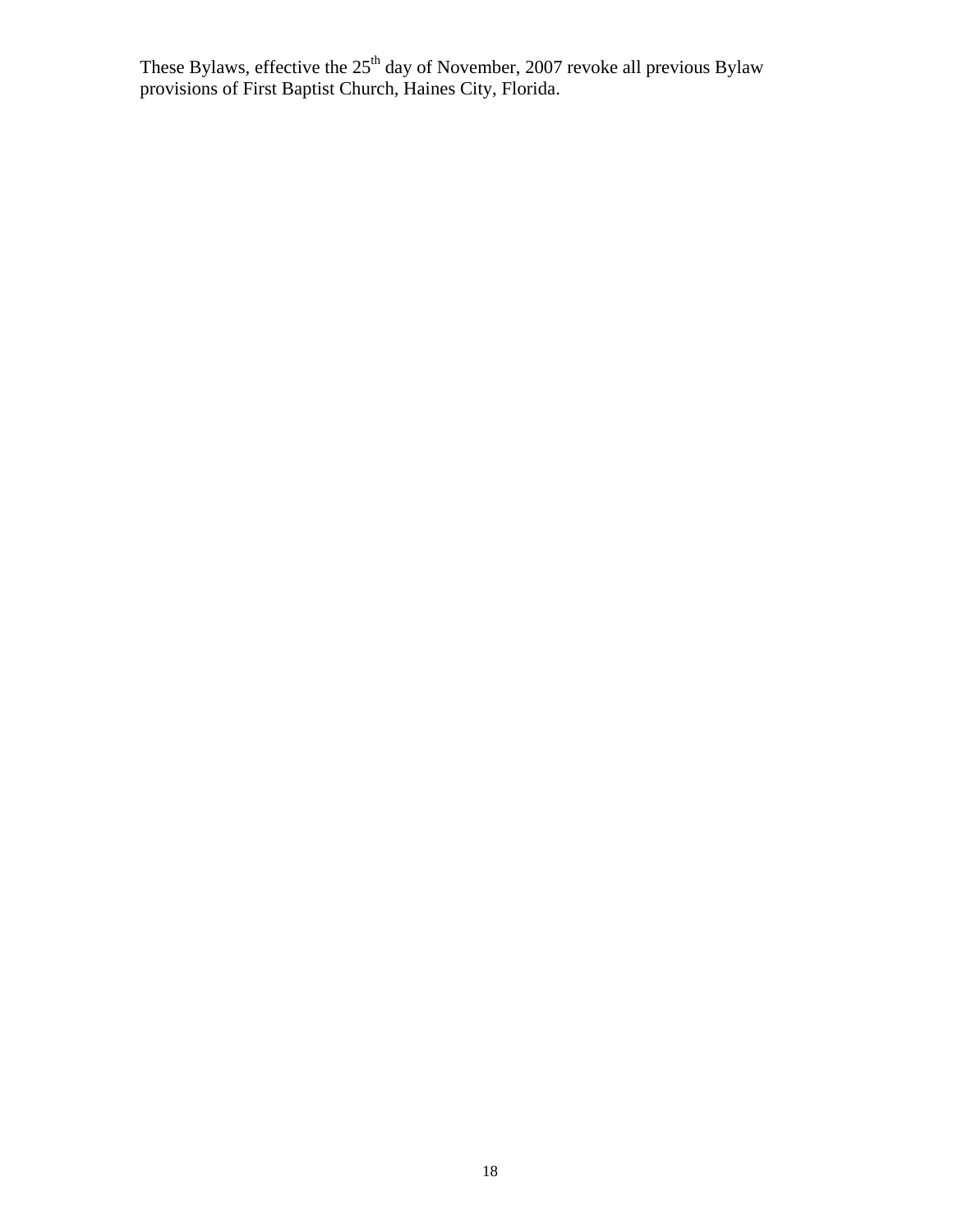These Bylaws, effective the 25th day of November, 2007 revoke all previous Bylaw provisions of First Baptist Church, Haines City, Florida.